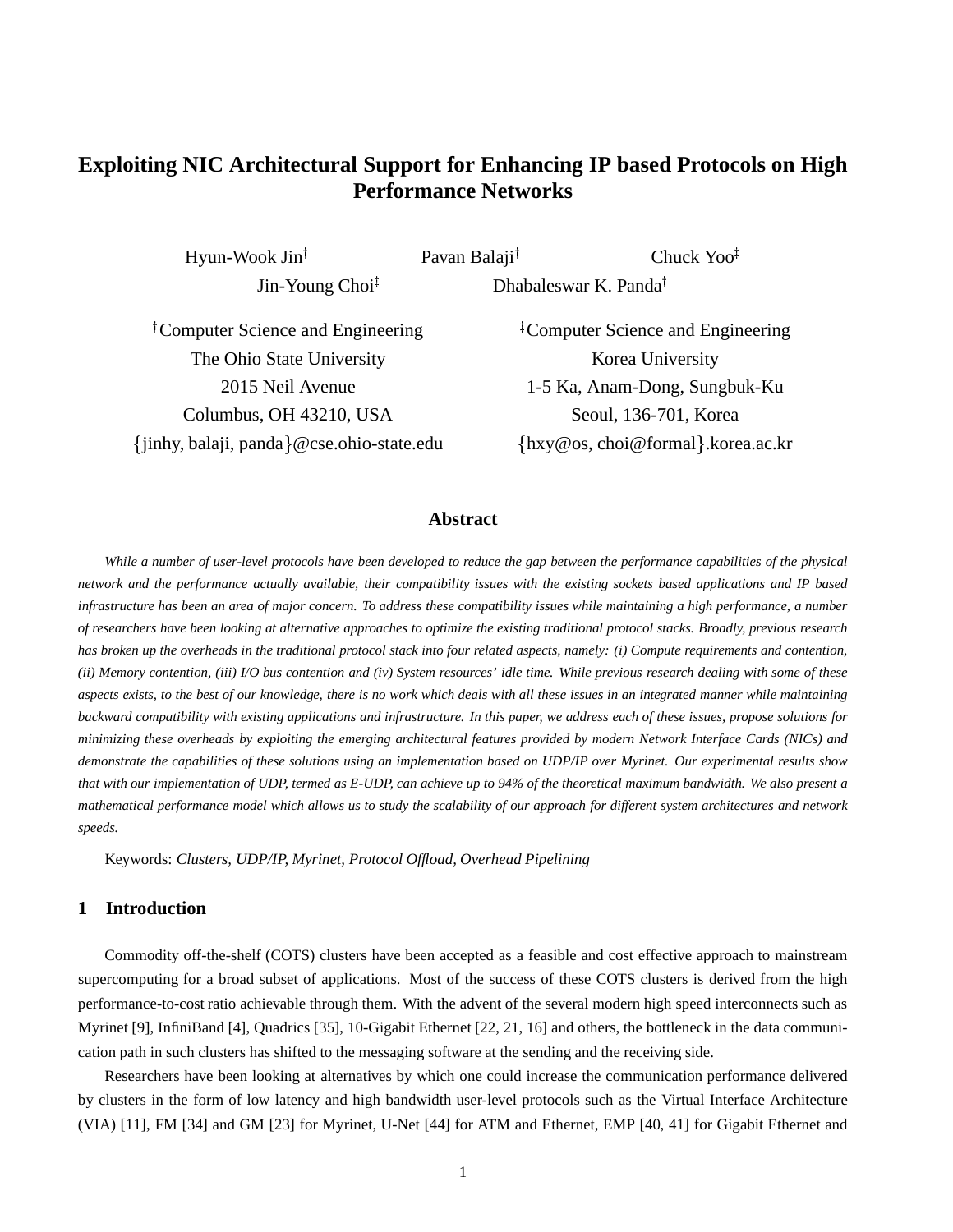# Exploiting NIC Architectural Support for Enhancing IP based Protocols on High Performance Networks

Hyun-Wook Jin[†] Pavan Balaji[†] Chuck Yoo[‡]

Jin-Young Choi[‡] Dhabaleswar K. Panda[†]

[†]Computer Science and Engineering
The Ohio State University
2015 Neil Avenue
Columbus, OH 43210, USA
{jinhy, balaji, panda}@cse.ohio-state.edu

[‡]Computer Science and Engineering
Korea University
1-5 Ka, Anam-Dong, Sungbuk-Ku
Seoul, 136-701, Korea
{hxy@os, choi@formal}.korea.ac.kr

## Abstract

*While a number of user-level protocols have been developed to reduce the gap between the performance capabilities of the physical network and the performance actually available, their compatibility issues with the existing sockets based applications and IP based infrastructure has been an area of major concern. To address these compatibility issues while maintaining a high performance, a number of researchers have been looking at alternative approaches to optimize the existing traditional protocol stacks. Broadly, previous research has broken up the overheads in the traditional protocol stack into four related aspects, namely: (i) Compute requirements and contention, (ii) Memory contention, (iii) I/O bus contention and (iv) System resources' idle time. While previous research dealing with some of these aspects exists, to the best of our knowledge, there is no work which deals with all these issues in an integrated manner while maintaining backward compatibility with existing applications and infrastructure. In this paper, we address each of these issues, propose solutions for minimizing these overheads by exploiting the emerging architectural features provided by modern Network Interface Cards (NICs) and demonstrate the capabilities of these solutions using an implementation based on UDP/IP over Myrinet. Our experimental results show that with our implementation of UDP, termed as E-UDP, can achieve up to 94% of the theoretical maximum bandwidth. We also present a mathematical performance model which allows us to study the scalability of our approach for different system architectures and network speeds.*

Keywords: *Clusters, UDP/IP, Myrinet, Protocol Offload, Overhead Pipelining*

## 1 Introduction

Commodity off-the-shelf (COTS) clusters have been accepted as a feasible and cost effective approach to mainstream supercomputing for a broad subset of applications. Most of the success of these COTS clusters is derived from the high performance-to-cost ratio achievable through them. With the advent of the several modern high speed interconnects such as Myrinet [9], InfiniBand [4], Quadrics [35], 10-Gigabit Ethernet [22, 21, 16] and others, the bottleneck in the data communication path in such clusters has shifted to the messaging software at the sending and the receiving side.

Researchers have been looking at alternatives by which one could increase the communication performance delivered by clusters in the form of low latency and high bandwidth user-level protocols such as the Virtual Interface Architecture (VIA) [11], FM [34] and GM [23] for Myrinet, U-Net [44] for ATM and Ethernet, EMP [40, 41] for Gigabit Ethernet and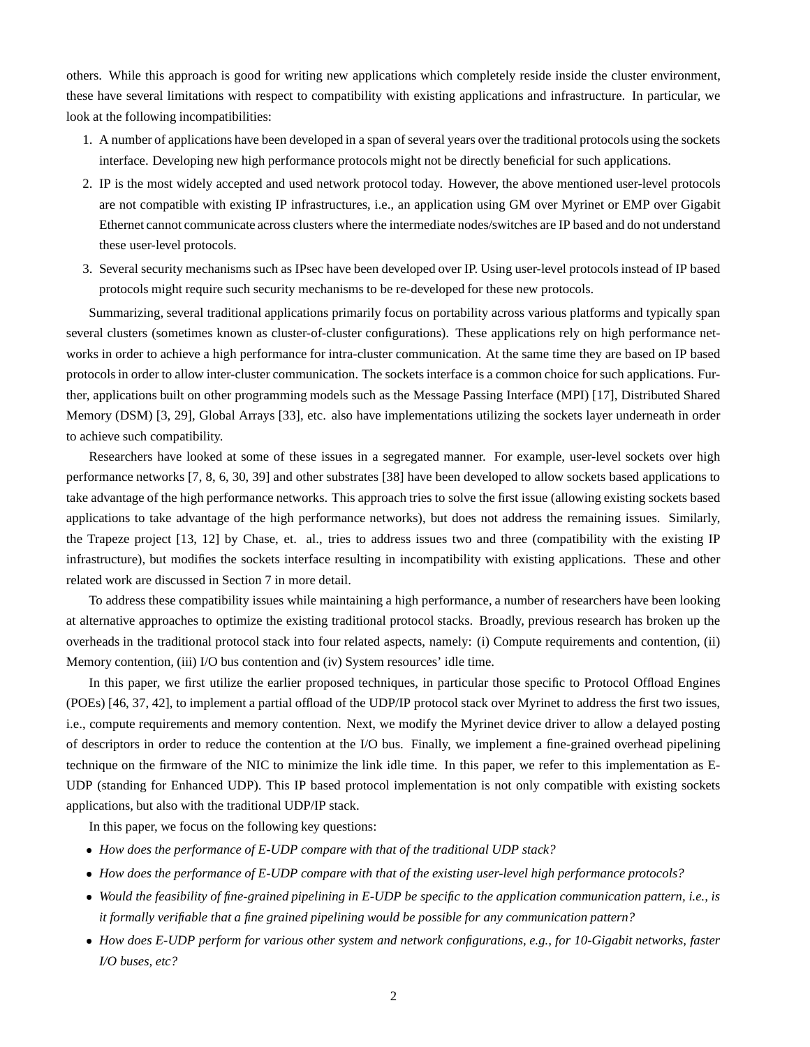others. While this approach is good for writing new applications which completely reside inside the cluster environment, these have several limitations with respect to compatibility with existing applications and infrastructure. In particular, we look at the following incompatibilities:

1. A number of applications have been developed in a span of several years over the traditional protocols using the sockets interface. Developing new high performance protocols might not be directly beneficial for such applications.
2. IP is the most widely accepted and used network protocol today. However, the above mentioned user-level protocols are not compatible with existing IP infrastructures, i.e., an application using GM over Myrinet or EMP over Gigabit Ethernet cannot communicate across clusters where the intermediate nodes/switches are IP based and do not understand these user-level protocols.
3. Several security mechanisms such as IPsec have been developed over IP. Using user-level protocols instead of IP based protocols might require such security mechanisms to be re-developed for these new protocols.

Summarizing, several traditional applications primarily focus on portability across various platforms and typically span several clusters (sometimes known as cluster-of-cluster configurations). These applications rely on high performance networks in order to achieve a high performance for intra-cluster communication. At the same time they are based on IP based protocols in order to allow inter-cluster communication. The sockets interface is a common choice for such applications. Further, applications built on other programming models such as the Message Passing Interface (MPI) [17], Distributed Shared Memory (DSM) [3, 29], Global Arrays [33], etc. also have implementations utilizing the sockets layer underneath in order to achieve such compatibility.

Researchers have looked at some of these issues in a segregated manner. For example, user-level sockets over high performance networks [7, 8, 6, 30, 39] and other substrates [38] have been developed to allow sockets based applications to take advantage of the high performance networks. This approach tries to solve the first issue (allowing existing sockets based applications to take advantage of the high performance networks), but does not address the remaining issues. Similarly, the Trapeze project [13, 12] by Chase, et. al., tries to address issues two and three (compatibility with the existing IP infrastructure), but modifies the sockets interface resulting in incompatibility with existing applications. These and other related work are discussed in Section 7 in more detail.

To address these compatibility issues while maintaining a high performance, a number of researchers have been looking at alternative approaches to optimize the existing traditional protocol stacks. Broadly, previous research has broken up the overheads in the traditional protocol stack into four related aspects, namely: (i) Compute requirements and contention, (ii) Memory contention, (iii) I/O bus contention and (iv) System resources' idle time.

In this paper, we first utilize the earlier proposed techniques, in particular those specific to Protocol Offload Engines (POEs) [46, 37, 42], to implement a partial offload of the UDP/IP protocol stack over Myrinet to address the first two issues, i.e., compute requirements and memory contention. Next, we modify the Myrinet device driver to allow a delayed posting of descriptors in order to reduce the contention at the I/O bus. Finally, we implement a fine-grained overhead pipelining technique on the firmware of the NIC to minimize the link idle time. In this paper, we refer to this implementation as E-UDP (standing for Enhanced UDP). This IP based protocol implementation is not only compatible with existing sockets applications, but also with the traditional UDP/IP stack.

In this paper, we focus on the following key questions:

- *How does the performance of E-UDP compare with that of the traditional UDP stack?*
- *How does the performance of E-UDP compare with that of the existing user-level high performance protocols?*
- *Would the feasibility of fine-grained pipelining in E-UDP be specific to the application communication pattern, i.e., is it formally verifiable that a fine grained pipelining would be possible for any communication pattern?*
- *How does E-UDP perform for various other system and network configurations, e.g., for 10-Gigabit networks, faster I/O buses, etc?*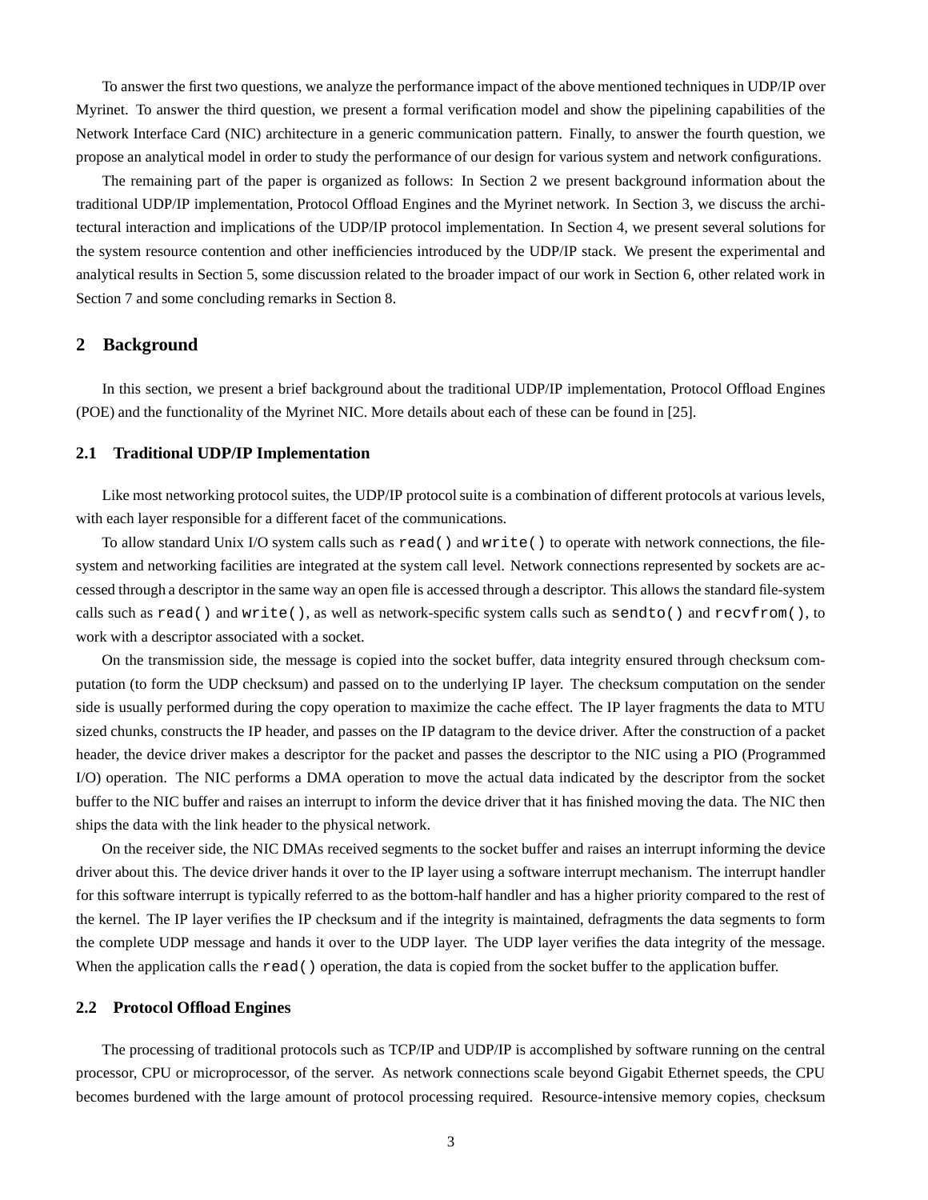To answer the first two questions, we analyze the performance impact of the above mentioned techniques in UDP/IP over Myrinet. To answer the third question, we present a formal verification model and show the pipelining capabilities of the Network Interface Card (NIC) architecture in a generic communication pattern. Finally, to answer the fourth question, we propose an analytical model in order to study the performance of our design for various system and network configurations.

The remaining part of the paper is organized as follows: In Section 2 we present background information about the traditional UDP/IP implementation, Protocol Offload Engines and the Myrinet network. In Section 3, we discuss the architectural interaction and implications of the UDP/IP protocol implementation. In Section 4, we present several solutions for the system resource contention and other inefficiencies introduced by the UDP/IP stack. We present the experimental and analytical results in Section 5, some discussion related to the broader impact of our work in Section 6, other related work in Section 7 and some concluding remarks in Section 8.

## 2 Background

In this section, we present a brief background about the traditional UDP/IP implementation, Protocol Offload Engines (POE) and the functionality of the Myrinet NIC. More details about each of these can be found in [25].

### 2.1 Traditional UDP/IP Implementation

Like most networking protocol suites, the UDP/IP protocol suite is a combination of different protocols at various levels, with each layer responsible for a different facet of the communications.

To allow standard Unix I/O system calls such as `read()` and `write()` to operate with network connections, the filesystem and networking facilities are integrated at the system call level. Network connections represented by sockets are accessed through a descriptor in the same way an open file is accessed through a descriptor. This allows the standard file-system calls such as `read()` and `write()`, as well as network-specific system calls such as `sendto()` and `recvfrom()`, to work with a descriptor associated with a socket.

On the transmission side, the message is copied into the socket buffer, data integrity ensured through checksum computation (to form the UDP checksum) and passed on to the underlying IP layer. The checksum computation on the sender side is usually performed during the copy operation to maximize the cache effect. The IP layer fragments the data to MTU sized chunks, constructs the IP header, and passes on the IP datagram to the device driver. After the construction of a packet header, the device driver makes a descriptor for the packet and passes the descriptor to the NIC using a PIO (Programmed I/O) operation. The NIC performs a DMA operation to move the actual data indicated by the descriptor from the socket buffer to the NIC buffer and raises an interrupt to inform the device driver that it has finished moving the data. The NIC then ships the data with the link header to the physical network.

On the receiver side, the NIC DMAs received segments to the socket buffer and raises an interrupt informing the device driver about this. The device driver hands it over to the IP layer using a software interrupt mechanism. The interrupt handler for this software interrupt is typically referred to as the bottom-half handler and has a higher priority compared to the rest of the kernel. The IP layer verifies the IP checksum and if the integrity is maintained, defragments the data segments to form the complete UDP message and hands it over to the UDP layer. The UDP layer verifies the data integrity of the message. When the application calls the `read()` operation, the data is copied from the socket buffer to the application buffer.

### 2.2 Protocol Offload Engines

The processing of traditional protocols such as TCP/IP and UDP/IP is accomplished by software running on the central processor, CPU or microprocessor, of the server. As network connections scale beyond Gigabit Ethernet speeds, the CPU becomes burdened with the large amount of protocol processing required. Resource-intensive memory copies, checksum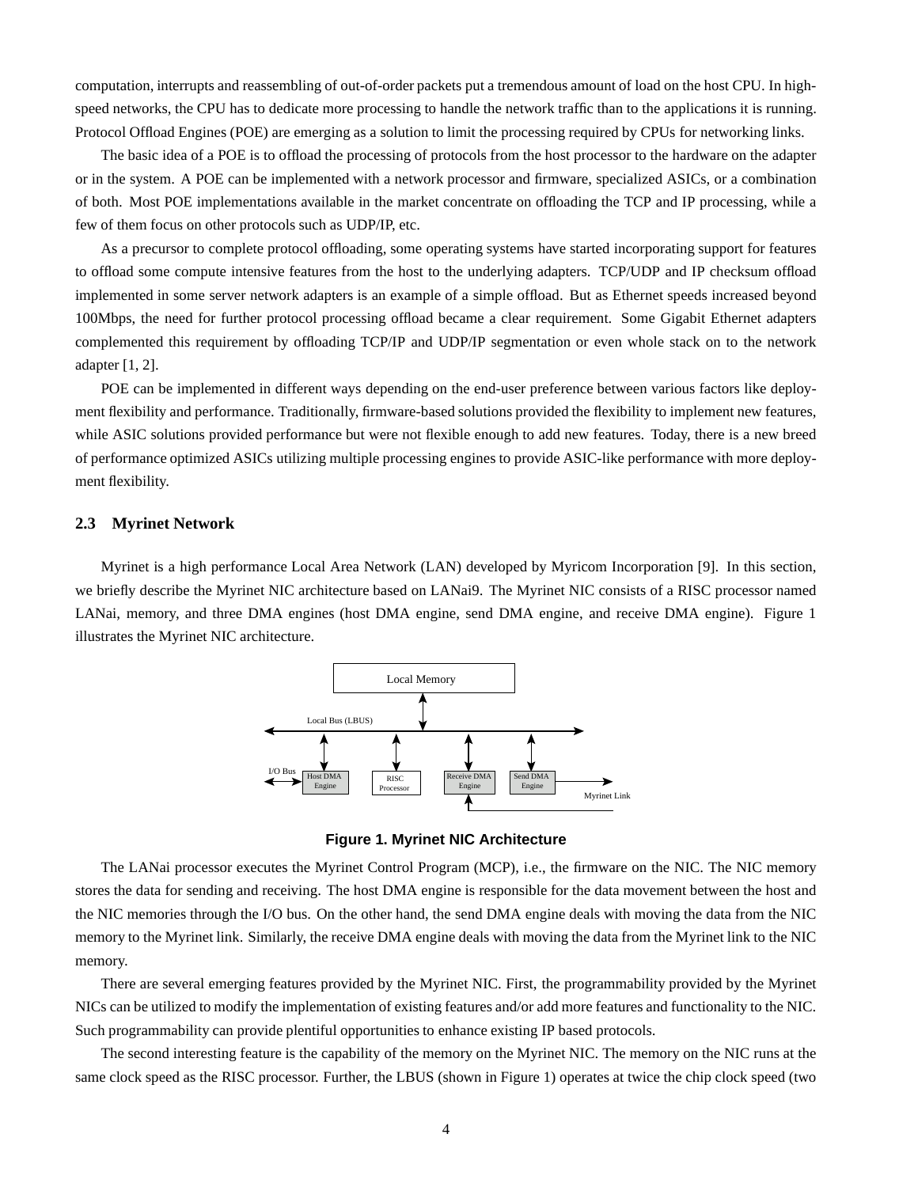computation, interrupts and reassembling of out-of-order packets put a tremendous amount of load on the host CPU. In high-speed networks, the CPU has to dedicate more processing to handle the network traffic than to the applications it is running. Protocol Offload Engines (POE) are emerging as a solution to limit the processing required by CPUs for networking links.

The basic idea of a POE is to offload the processing of protocols from the host processor to the hardware on the adapter or in the system. A POE can be implemented with a network processor and firmware, specialized ASICs, or a combination of both. Most POE implementations available in the market concentrate on offloading the TCP and IP processing, while a few of them focus on other protocols such as UDP/IP, etc.

As a precursor to complete protocol offloading, some operating systems have started incorporating support for features to offload some compute intensive features from the host to the underlying adapters. TCP/UDP and IP checksum offload implemented in some server network adapters is an example of a simple offload. But as Ethernet speeds increased beyond 100Mbps, the need for further protocol processing offload became a clear requirement. Some Gigabit Ethernet adapters complemented this requirement by offloading TCP/IP and UDP/IP segmentation or even whole stack on to the network adapter [1, 2].

POE can be implemented in different ways depending on the end-user preference between various factors like deployment flexibility and performance. Traditionally, firmware-based solutions provided the flexibility to implement new features, while ASIC solutions provided performance but were not flexible enough to add new features. Today, there is a new breed of performance optimized ASICs utilizing multiple processing engines to provide ASIC-like performance with more deployment flexibility.

### 2.3 Myrinet Network

Myrinet is a high performance Local Area Network (LAN) developed by Myricom Incorporation [9]. In this section, we briefly describe the Myrinet NIC architecture based on LANai9. The Myrinet NIC consists of a RISC processor named LANai, memory, and three DMA engines (host DMA engine, send DMA engine, and receive DMA engine). Figure 1 illustrates the Myrinet NIC architecture.

Local Memory

Local Bus (LBUS)

I/O Bus — Host DMA Engine — RISC Processor — Receive DMA Engine — Send DMA Engine — Myrinet Link

**Figure 1. Myrinet NIC Architecture**

The LANai processor executes the Myrinet Control Program (MCP), i.e., the firmware on the NIC. The NIC memory stores the data for sending and receiving. The host DMA engine is responsible for the data movement between the host and the NIC memories through the I/O bus. On the other hand, the send DMA engine deals with moving the data from the NIC memory to the Myrinet link. Similarly, the receive DMA engine deals with moving the data from the Myrinet link to the NIC memory.

There are several emerging features provided by the Myrinet NIC. First, the programmability provided by the Myrinet NICs can be utilized to modify the implementation of existing features and/or add more features and functionality to the NIC. Such programmability can provide plentiful opportunities to enhance existing IP based protocols.

The second interesting feature is the capability of the memory on the Myrinet NIC. The memory on the NIC runs at the same clock speed as the RISC processor. Further, the LBUS (shown in Figure 1) operates at twice the chip clock speed (two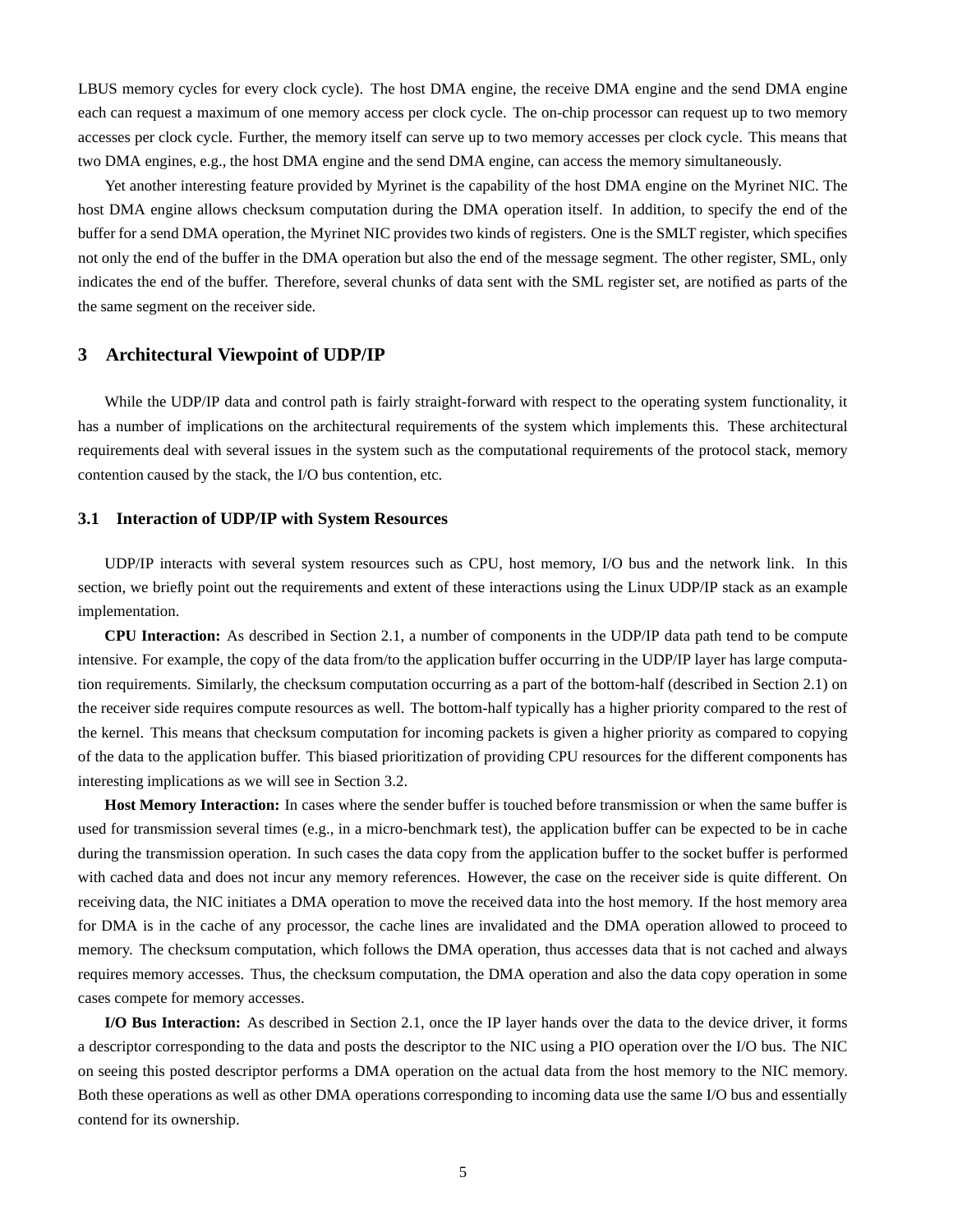LBUS memory cycles for every clock cycle). The host DMA engine, the receive DMA engine and the send DMA engine each can request a maximum of one memory access per clock cycle. The on-chip processor can request up to two memory accesses per clock cycle. Further, the memory itself can serve up to two memory accesses per clock cycle. This means that two DMA engines, e.g., the host DMA engine and the send DMA engine, can access the memory simultaneously.

Yet another interesting feature provided by Myrinet is the capability of the host DMA engine on the Myrinet NIC. The host DMA engine allows checksum computation during the DMA operation itself. In addition, to specify the end of the buffer for a send DMA operation, the Myrinet NIC provides two kinds of registers. One is the SMLT register, which specifies not only the end of the buffer in the DMA operation but also the end of the message segment. The other register, SML, only indicates the end of the buffer. Therefore, several chunks of data sent with the SML register set, are notified as parts of the the same segment on the receiver side.

## 3 Architectural Viewpoint of UDP/IP

While the UDP/IP data and control path is fairly straight-forward with respect to the operating system functionality, it has a number of implications on the architectural requirements of the system which implements this. These architectural requirements deal with several issues in the system such as the computational requirements of the protocol stack, memory contention caused by the stack, the I/O bus contention, etc.

### 3.1 Interaction of UDP/IP with System Resources

UDP/IP interacts with several system resources such as CPU, host memory, I/O bus and the network link. In this section, we briefly point out the requirements and extent of these interactions using the Linux UDP/IP stack as an example implementation.

**CPU Interaction:** As described in Section 2.1, a number of components in the UDP/IP data path tend to be compute intensive. For example, the copy of the data from/to the application buffer occurring in the UDP/IP layer has large computation requirements. Similarly, the checksum computation occurring as a part of the bottom-half (described in Section 2.1) on the receiver side requires compute resources as well. The bottom-half typically has a higher priority compared to the rest of the kernel. This means that checksum computation for incoming packets is given a higher priority as compared to copying of the data to the application buffer. This biased prioritization of providing CPU resources for the different components has interesting implications as we will see in Section 3.2.

**Host Memory Interaction:** In cases where the sender buffer is touched before transmission or when the same buffer is used for transmission several times (e.g., in a micro-benchmark test), the application buffer can be expected to be in cache during the transmission operation. In such cases the data copy from the application buffer to the socket buffer is performed with cached data and does not incur any memory references. However, the case on the receiver side is quite different. On receiving data, the NIC initiates a DMA operation to move the received data into the host memory. If the host memory area for DMA is in the cache of any processor, the cache lines are invalidated and the DMA operation allowed to proceed to memory. The checksum computation, which follows the DMA operation, thus accesses data that is not cached and always requires memory accesses. Thus, the checksum computation, the DMA operation and also the data copy operation in some cases compete for memory accesses.

**I/O Bus Interaction:** As described in Section 2.1, once the IP layer hands over the data to the device driver, it forms a descriptor corresponding to the data and posts the descriptor to the NIC using a PIO operation over the I/O bus. The NIC on seeing this posted descriptor performs a DMA operation on the actual data from the host memory to the NIC memory. Both these operations as well as other DMA operations corresponding to incoming data use the same I/O bus and essentially contend for its ownership.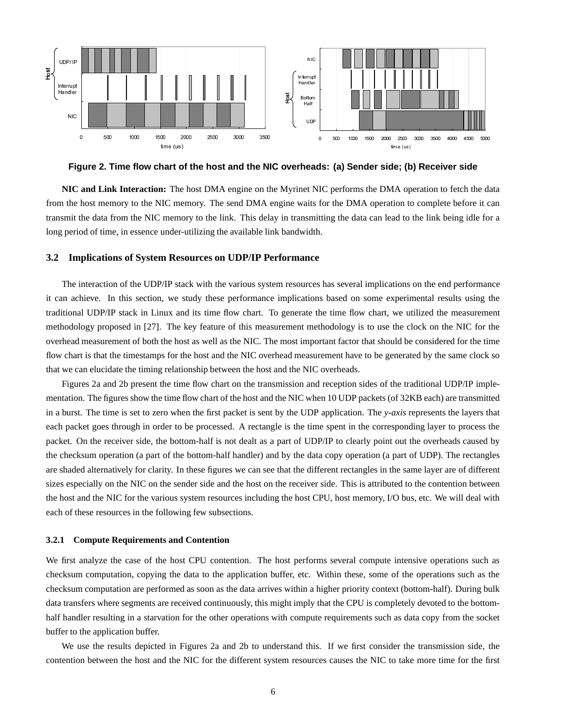UDP/IP

Host

Interrupt Handler

NIC

0 500 1000 1500 2000 2500 3000 3500

time (us)

NIC

Host

Interrupt Handler

Bottom Half

UDP

0 500 1000 1500 2000 2500 3000 3500 4000 4500 5000

time (us)

**Figure 2. Time flow chart of the host and the NIC overheads: (a) Sender side; (b) Receiver side**

**NIC and Link Interaction:** The host DMA engine on the Myrinet NIC performs the DMA operation to fetch the data from the host memory to the NIC memory. The send DMA engine waits for the DMA operation to complete before it can transmit the data from the NIC memory to the link. This delay in transmitting the data can lead to the link being idle for a long period of time, in essence under-utilizing the available link bandwidth.

### 3.2 Implications of System Resources on UDP/IP Performance

The interaction of the UDP/IP stack with the various system resources has several implications on the end performance it can achieve. In this section, we study these performance implications based on some experimental results using the traditional UDP/IP stack in Linux and its time flow chart. To generate the time flow chart, we utilized the measurement methodology proposed in [27]. The key feature of this measurement methodology is to use the clock on the NIC for the overhead measurement of both the host as well as the NIC. The most important factor that should be considered for the time flow chart is that the timestamps for the host and the NIC overhead measurement have to be generated by the same clock so that we can elucidate the timing relationship between the host and the NIC overheads.

Figures 2a and 2b present the time flow chart on the transmission and reception sides of the traditional UDP/IP implementation. The figures show the time flow chart of the host and the NIC when 10 UDP packets (of 32KB each) are transmitted in a burst. The time is set to zero when the first packet is sent by the UDP application. The *y-axis* represents the layers that each packet goes through in order to be processed. A rectangle is the time spent in the corresponding layer to process the packet. On the receiver side, the bottom-half is not dealt as a part of UDP/IP to clearly point out the overheads caused by the checksum operation (a part of the bottom-half handler) and by the data copy operation (a part of UDP). The rectangles are shaded alternatively for clarity. In these figures we can see that the different rectangles in the same layer are of different sizes especially on the NIC on the sender side and the host on the receiver side. This is attributed to the contention between the host and the NIC for the various system resources including the host CPU, host memory, I/O bus, etc. We will deal with each of these resources in the following few subsections.

#### 3.2.1 Compute Requirements and Contention

We first analyze the case of the host CPU contention. The host performs several compute intensive operations such as checksum computation, copying the data to the application buffer, etc. Within these, some of the operations such as the checksum computation are performed as soon as the data arrives within a higher priority context (bottom-half). During bulk data transfers where segments are received continuously, this might imply that the CPU is completely devoted to the bottom-half handler resulting in a starvation for the other operations with compute requirements such as data copy from the socket buffer to the application buffer.

We use the results depicted in Figures 2a and 2b to understand this. If we first consider the transmission side, the contention between the host and the NIC for the different system resources causes the NIC to take more time for the first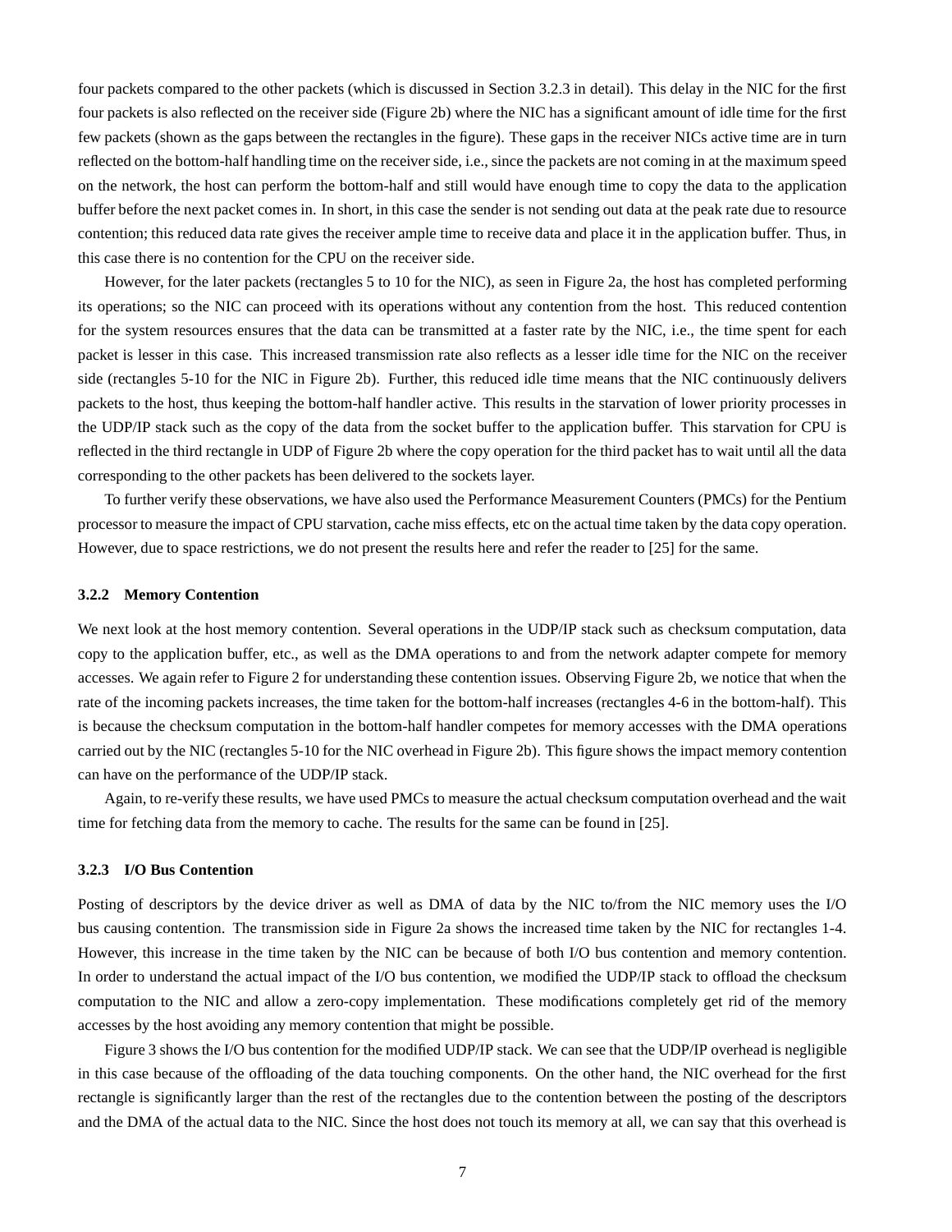four packets compared to the other packets (which is discussed in Section 3.2.3 in detail). This delay in the NIC for the first four packets is also reflected on the receiver side (Figure 2b) where the NIC has a significant amount of idle time for the first few packets (shown as the gaps between the rectangles in the figure). These gaps in the receiver NICs active time are in turn reflected on the bottom-half handling time on the receiver side, i.e., since the packets are not coming in at the maximum speed on the network, the host can perform the bottom-half and still would have enough time to copy the data to the application buffer before the next packet comes in. In short, in this case the sender is not sending out data at the peak rate due to resource contention; this reduced data rate gives the receiver ample time to receive data and place it in the application buffer. Thus, in this case there is no contention for the CPU on the receiver side.

However, for the later packets (rectangles 5 to 10 for the NIC), as seen in Figure 2a, the host has completed performing its operations; so the NIC can proceed with its operations without any contention from the host. This reduced contention for the system resources ensures that the data can be transmitted at a faster rate by the NIC, i.e., the time spent for each packet is lesser in this case. This increased transmission rate also reflects as a lesser idle time for the NIC on the receiver side (rectangles 5-10 for the NIC in Figure 2b). Further, this reduced idle time means that the NIC continuously delivers packets to the host, thus keeping the bottom-half handler active. This results in the starvation of lower priority processes in the UDP/IP stack such as the copy of the data from the socket buffer to the application buffer. This starvation for CPU is reflected in the third rectangle in UDP of Figure 2b where the copy operation for the third packet has to wait until all the data corresponding to the other packets has been delivered to the sockets layer.

To further verify these observations, we have also used the Performance Measurement Counters (PMCs) for the Pentium processor to measure the impact of CPU starvation, cache miss effects, etc on the actual time taken by the data copy operation. However, due to space restrictions, we do not present the results here and refer the reader to [25] for the same.

#### 3.2.2 Memory Contention

We next look at the host memory contention. Several operations in the UDP/IP stack such as checksum computation, data copy to the application buffer, etc., as well as the DMA operations to and from the network adapter compete for memory accesses. We again refer to Figure 2 for understanding these contention issues. Observing Figure 2b, we notice that when the rate of the incoming packets increases, the time taken for the bottom-half increases (rectangles 4-6 in the bottom-half). This is because the checksum computation in the bottom-half handler competes for memory accesses with the DMA operations carried out by the NIC (rectangles 5-10 for the NIC overhead in Figure 2b). This figure shows the impact memory contention can have on the performance of the UDP/IP stack.

Again, to re-verify these results, we have used PMCs to measure the actual checksum computation overhead and the wait time for fetching data from the memory to cache. The results for the same can be found in [25].

#### 3.2.3 I/O Bus Contention

Posting of descriptors by the device driver as well as DMA of data by the NIC to/from the NIC memory uses the I/O bus causing contention. The transmission side in Figure 2a shows the increased time taken by the NIC for rectangles 1-4. However, this increase in the time taken by the NIC can be because of both I/O bus contention and memory contention. In order to understand the actual impact of the I/O bus contention, we modified the UDP/IP stack to offload the checksum computation to the NIC and allow a zero-copy implementation. These modifications completely get rid of the memory accesses by the host avoiding any memory contention that might be possible.

Figure 3 shows the I/O bus contention for the modified UDP/IP stack. We can see that the UDP/IP overhead is negligible in this case because of the offloading of the data touching components. On the other hand, the NIC overhead for the first rectangle is significantly larger than the rest of the rectangles due to the contention between the posting of the descriptors and the DMA of the actual data to the NIC. Since the host does not touch its memory at all, we can say that this overhead is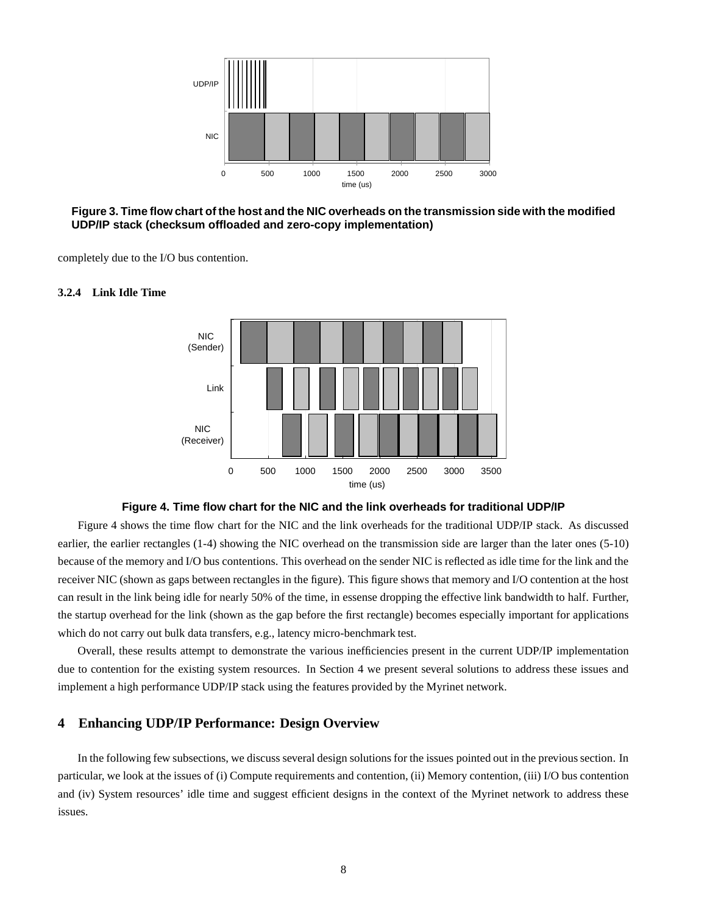**Figure 3. Time flow chart of the host and the NIC overheads on the transmission side with the modified UDP/IP stack (checksum offloaded and zero-copy implementation)**

completely due to the I/O bus contention.

#### 3.2.4 Link Idle Time

**Figure 4. Time flow chart for the NIC and the link overheads for traditional UDP/IP**

Figure 4 shows the time flow chart for the NIC and the link overheads for the traditional UDP/IP stack. As discussed earlier, the earlier rectangles (1-4) showing the NIC overhead on the transmission side are larger than the later ones (5-10) because of the memory and I/O bus contentions. This overhead on the sender NIC is reflected as idle time for the link and the receiver NIC (shown as gaps between rectangles in the figure). This figure shows that memory and I/O contention at the host can result in the link being idle for nearly 50% of the time, in essense dropping the effective link bandwidth to half. Further, the startup overhead for the link (shown as the gap before the first rectangle) becomes especially important for applications which do not carry out bulk data transfers, e.g., latency micro-benchmark test.

Overall, these results attempt to demonstrate the various inefficiencies present in the current UDP/IP implementation due to contention for the existing system resources. In Section 4 we present several solutions to address these issues and implement a high performance UDP/IP stack using the features provided by the Myrinet network.

## 4 Enhancing UDP/IP Performance: Design Overview

In the following few subsections, we discuss several design solutions for the issues pointed out in the previous section. In particular, we look at the issues of (i) Compute requirements and contention, (ii) Memory contention, (iii) I/O bus contention and (iv) System resources' idle time and suggest efficient designs in the context of the Myrinet network to address these issues.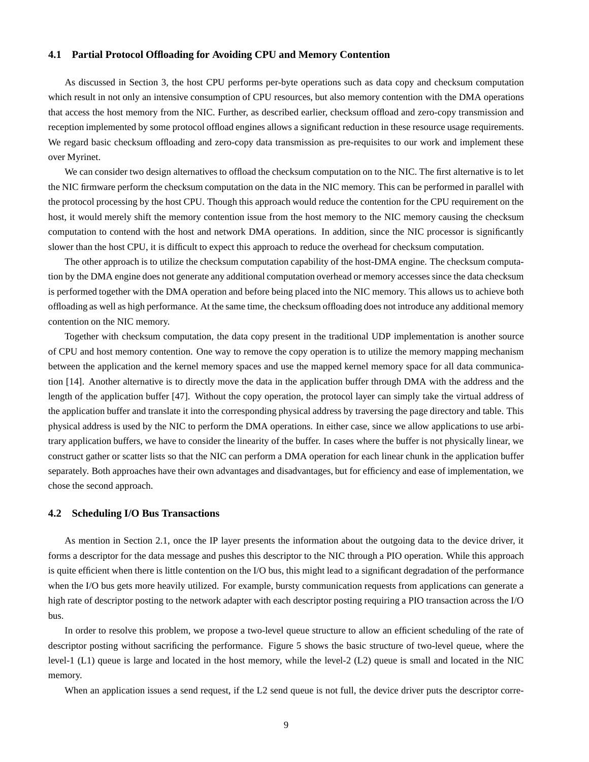### 4.1 Partial Protocol Offloading for Avoiding CPU and Memory Contention

As discussed in Section 3, the host CPU performs per-byte operations such as data copy and checksum computation which result in not only an intensive consumption of CPU resources, but also memory contention with the DMA operations that access the host memory from the NIC. Further, as described earlier, checksum offload and zero-copy transmission and reception implemented by some protocol offload engines allows a significant reduction in these resource usage requirements. We regard basic checksum offloading and zero-copy data transmission as pre-requisites to our work and implement these over Myrinet.

We can consider two design alternatives to offload the checksum computation on to the NIC. The first alternative is to let the NIC firmware perform the checksum computation on the data in the NIC memory. This can be performed in parallel with the protocol processing by the host CPU. Though this approach would reduce the contention for the CPU requirement on the host, it would merely shift the memory contention issue from the host memory to the NIC memory causing the checksum computation to contend with the host and network DMA operations. In addition, since the NIC processor is significantly slower than the host CPU, it is difficult to expect this approach to reduce the overhead for checksum computation.

The other approach is to utilize the checksum computation capability of the host-DMA engine. The checksum computation by the DMA engine does not generate any additional computation overhead or memory accesses since the data checksum is performed together with the DMA operation and before being placed into the NIC memory. This allows us to achieve both offloading as well as high performance. At the same time, the checksum offloading does not introduce any additional memory contention on the NIC memory.

Together with checksum computation, the data copy present in the traditional UDP implementation is another source of CPU and host memory contention. One way to remove the copy operation is to utilize the memory mapping mechanism between the application and the kernel memory spaces and use the mapped kernel memory space for all data communication [14]. Another alternative is to directly move the data in the application buffer through DMA with the address and the length of the application buffer [47]. Without the copy operation, the protocol layer can simply take the virtual address of the application buffer and translate it into the corresponding physical address by traversing the page directory and table. This physical address is used by the NIC to perform the DMA operations. In either case, since we allow applications to use arbitrary application buffers, we have to consider the linearity of the buffer. In cases where the buffer is not physically linear, we construct gather or scatter lists so that the NIC can perform a DMA operation for each linear chunk in the application buffer separately. Both approaches have their own advantages and disadvantages, but for efficiency and ease of implementation, we chose the second approach.

### 4.2 Scheduling I/O Bus Transactions

As mention in Section 2.1, once the IP layer presents the information about the outgoing data to the device driver, it forms a descriptor for the data message and pushes this descriptor to the NIC through a PIO operation. While this approach is quite efficient when there is little contention on the I/O bus, this might lead to a significant degradation of the performance when the I/O bus gets more heavily utilized. For example, bursty communication requests from applications can generate a high rate of descriptor posting to the network adapter with each descriptor posting requiring a PIO transaction across the I/O bus.

In order to resolve this problem, we propose a two-level queue structure to allow an efficient scheduling of the rate of descriptor posting without sacrificing the performance. Figure 5 shows the basic structure of two-level queue, where the level-1 (L1) queue is large and located in the host memory, while the level-2 (L2) queue is small and located in the NIC memory.

When an application issues a send request, if the L2 send queue is not full, the device driver puts the descriptor corre-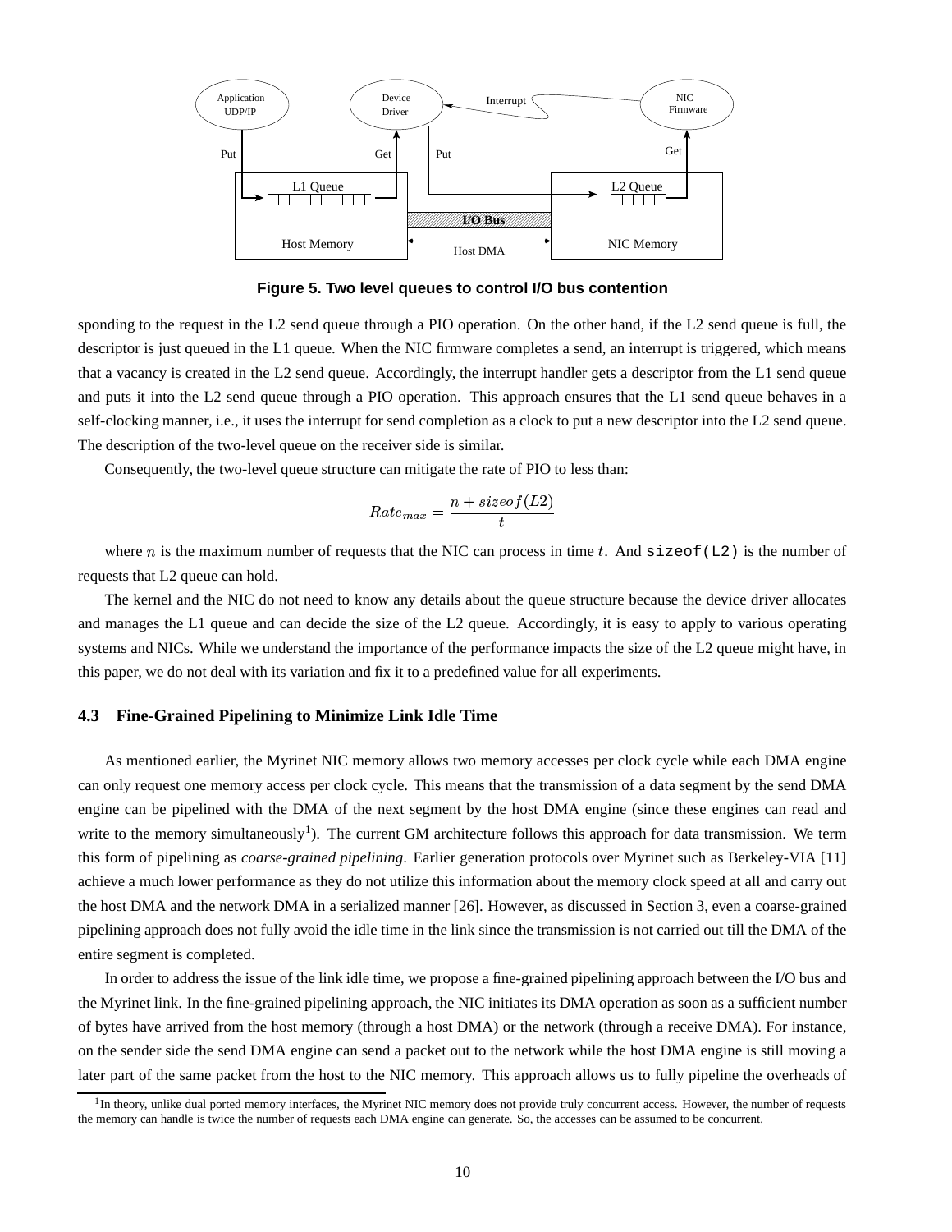Figure 5. Two level queues to control I/O bus contention

sponding to the request in the L2 send queue through a PIO operation. On the other hand, if the L2 send queue is full, the descriptor is just queued in the L1 queue. When the NIC firmware completes a send, an interrupt is triggered, which means that a vacancy is created in the L2 send queue. Accordingly, the interrupt handler gets a descriptor from the L1 send queue and puts it into the L2 send queue through a PIO operation. This approach ensures that the L1 send queue behaves in a self-clocking manner, i.e., it uses the interrupt for send completion as a clock to put a new descriptor into the L2 send queue. The description of the two-level queue on the receiver side is similar.

Consequently, the two-level queue structure can mitigate the rate of PIO to less than:

$$Rate_{max} = \frac{n + sizeof(L2)}{t}$$

where $n$ is the maximum number of requests that the NIC can process in time $t$. And `sizeof(L2)` is the number of requests that L2 queue can hold.

The kernel and the NIC do not need to know any details about the queue structure because the device driver allocates and manages the L1 queue and can decide the size of the L2 queue. Accordingly, it is easy to apply to various operating systems and NICs. While we understand the importance of the performance impacts the size of the L2 queue might have, in this paper, we do not deal with its variation and fix it to a predefined value for all experiments.

### 4.3 Fine-Grained Pipelining to Minimize Link Idle Time

As mentioned earlier, the Myrinet NIC memory allows two memory accesses per clock cycle while each DMA engine can only request one memory access per clock cycle. This means that the transmission of a data segment by the send DMA engine can be pipelined with the DMA of the next segment by the host DMA engine (since these engines can read and write to the memory simultaneously[1]). The current GM architecture follows this approach for data transmission. We term this form of pipelining as *coarse-grained pipelining*. Earlier generation protocols over Myrinet such as Berkeley-VIA [11] achieve a much lower performance as they do not utilize this information about the memory clock speed at all and carry out the host DMA and the network DMA in a serialized manner [26]. However, as discussed in Section 3, even a coarse-grained pipelining approach does not fully avoid the idle time in the link since the transmission is not carried out till the DMA of the entire segment is completed.

In order to address the issue of the link idle time, we propose a fine-grained pipelining approach between the I/O bus and the Myrinet link. In the fine-grained pipelining approach, the NIC initiates its DMA operation as soon as a sufficient number of bytes have arrived from the host memory (through a host DMA) or the network (through a receive DMA). For instance, on the sender side the send DMA engine can send a packet out to the network while the host DMA engine is still moving a later part of the same packet from the host to the NIC memory. This approach allows us to fully pipeline the overheads of

[1] In theory, unlike dual ported memory interfaces, the Myrinet NIC memory does not provide truly concurrent access. However, the number of requests the memory can handle is twice the number of requests each DMA engine can generate. So, the accesses can be assumed to be concurrent.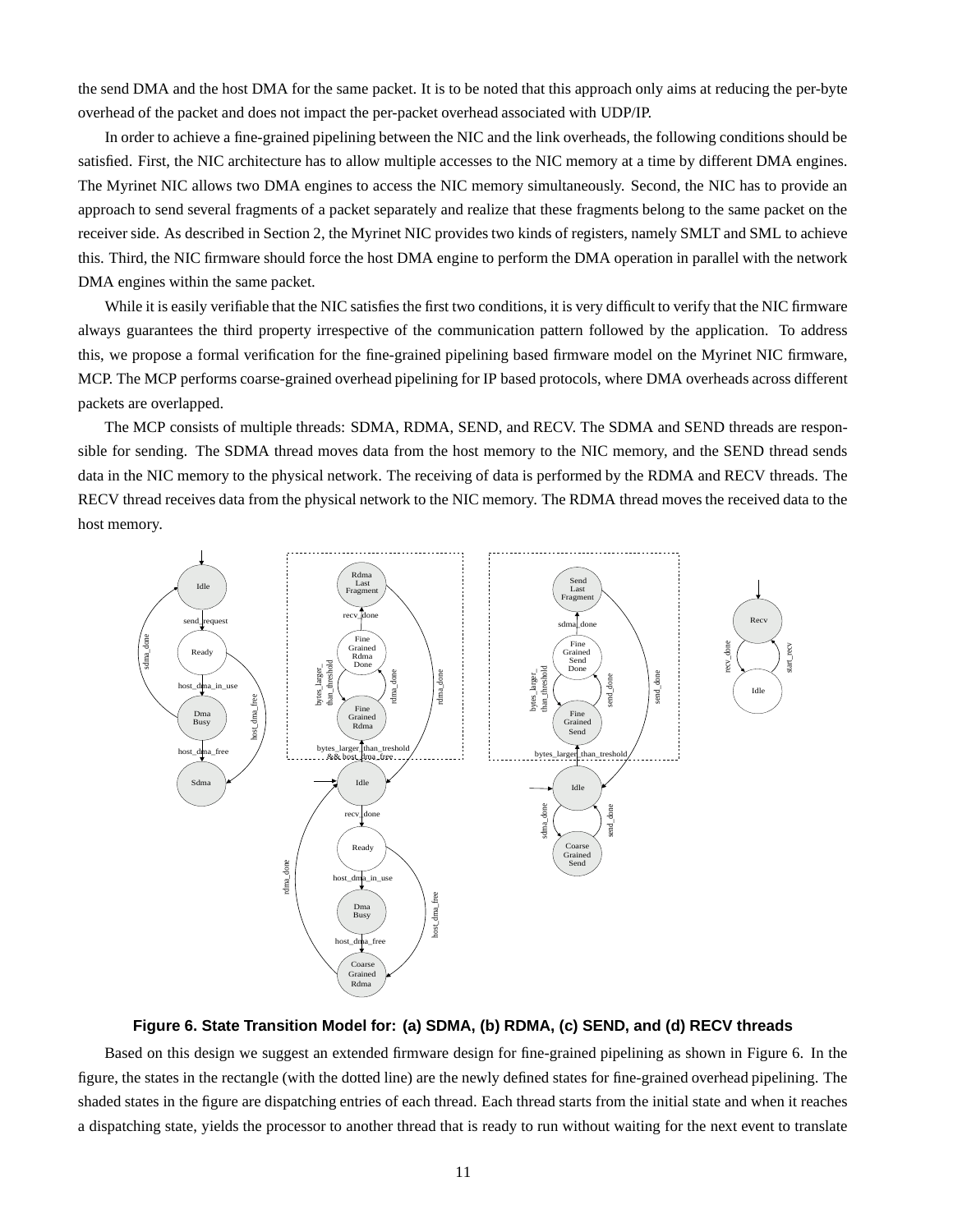the send DMA and the host DMA for the same packet. It is to be noted that this approach only aims at reducing the per-byte overhead of the packet and does not impact the per-packet overhead associated with UDP/IP.

In order to achieve a fine-grained pipelining between the NIC and the link overheads, the following conditions should be satisfied. First, the NIC architecture has to allow multiple accesses to the NIC memory at a time by different DMA engines. The Myrinet NIC allows two DMA engines to access the NIC memory simultaneously. Second, the NIC has to provide an approach to send several fragments of a packet separately and realize that these fragments belong to the same packet on the receiver side. As described in Section 2, the Myrinet NIC provides two kinds of registers, namely SMLT and SML to achieve this. Third, the NIC firmware should force the host DMA engine to perform the DMA operation in parallel with the network DMA engines within the same packet.

While it is easily verifiable that the NIC satisfies the first two conditions, it is very difficult to verify that the NIC firmware always guarantees the third property irrespective of the communication pattern followed by the application. To address this, we propose a formal verification for the fine-grained pipelining based firmware model on the Myrinet NIC firmware, MCP. The MCP performs coarse-grained overhead pipelining for IP based protocols, where DMA overheads across different packets are overlapped.

The MCP consists of multiple threads: SDMA, RDMA, SEND, and RECV. The SDMA and SEND threads are responsible for sending. The SDMA thread moves data from the host memory to the NIC memory, and the SEND thread sends data in the NIC memory to the physical network. The receiving of data is performed by the RDMA and RECV threads. The RECV thread receives data from the physical network to the NIC memory. The RDMA thread moves the received data to the host memory.

Idle
send_request
Ready
sdma_done
host_dma_in_use
Dma Busy
host_dma_free
host_dma_free
Sdma

Rdma Last Fragment
recv_done
Fine Grained Rdma Done
bytes_larger_than_threshold
rdma_done
rdma_done
Fine Grained Rdma
bytes_larger_than_treshold && host_dma_free
Idle
recv_done
Ready
rdma_done
host_dma_in_use
Dma Busy
host_dma_free
host_dma_free
Coarse Grained Rdma

Send Last Fragment
sdma_done
Fine Grained Send Done
bytes_larger_than_threshold
send_done
send_done
Fine Grained Send
bytes_larger_than_treshold
Idle
sdma_done
send_done
Coarse Grained Send

Recv
recv_done
start_recv
Idle

**Figure 6. State Transition Model for: (a) SDMA, (b) RDMA, (c) SEND, and (d) RECV threads**

Based on this design we suggest an extended firmware design for fine-grained pipelining as shown in Figure 6. In the figure, the states in the rectangle (with the dotted line) are the newly defined states for fine-grained overhead pipelining. The shaded states in the figure are dispatching entries of each thread. Each thread starts from the initial state and when it reaches a dispatching state, yields the processor to another thread that is ready to run without waiting for the next event to translate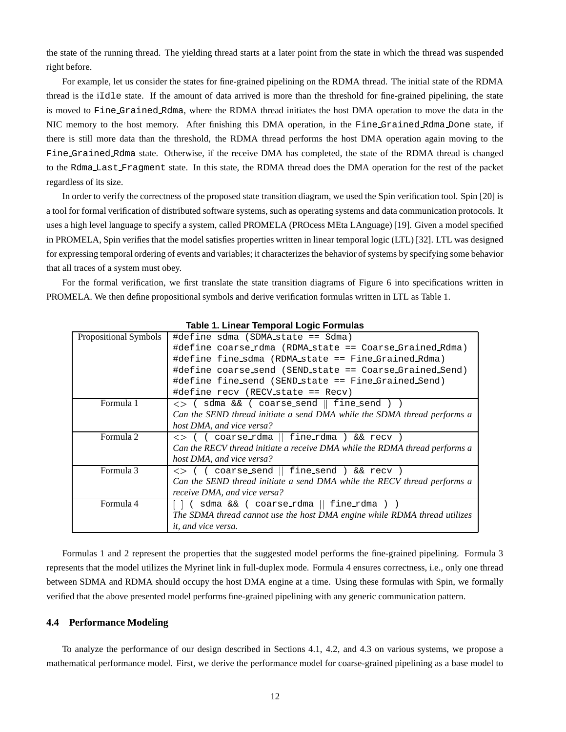the state of the running thread. The yielding thread starts at a later point from the state in which the thread was suspended right before.

For example, let us consider the states for fine-grained pipelining on the RDMA thread. The initial state of the RDMA thread is the `iIdle` state. If the amount of data arrived is more than the threshold for fine-grained pipelining, the state is moved to `Fine_Grained_Rdma`, where the RDMA thread initiates the host DMA operation to move the data in the NIC memory to the host memory. After finishing this DMA operation, in the `Fine_Grained_Rdma_Done` state, if there is still more data than the threshold, the RDMA thread performs the host DMA operation again moving to the `Fine_Grained_Rdma` state. Otherwise, if the receive DMA has completed, the state of the RDMA thread is changed to the `Rdma_Last_Fragment` state. In this state, the RDMA thread does the DMA operation for the rest of the packet regardless of its size.

In order to verify the correctness of the proposed state transition diagram, we used the Spin verification tool. Spin [20] is a tool for formal verification of distributed software systems, such as operating systems and data communication protocols. It uses a high level language to specify a system, called PROMELA (PROcess MEta LAnguage) [19]. Given a model specified in PROMELA, Spin verifies that the model satisfies properties written in linear temporal logic (LTL) [32]. LTL was designed for expressing temporal ordering of events and variables; it characterizes the behavior of systems by specifying some behavior that all traces of a system must obey.

For the formal verification, we first translate the state transition diagrams of Figure 6 into specifications written in PROMELA. We then define propositional symbols and derive verification formulas written in LTL as Table 1.

**Table 1. Linear Temporal Logic Formulas**

| | |
|---|---|
| Propositional Symbols | `#define sdma (SDMA_state == Sdma)`<br>`#define coarse_rdma (RDMA_state == Coarse_Grained_Rdma)`<br>`#define fine_sdma (RDMA_state == Fine_Grained_Rdma)`<br>`#define coarse_send (SEND_state == Coarse_Grained_Send)`<br>`#define fine_send (SEND_state == Fine_Grained_Send)`<br>`#define recv (RECV_state == Recv)` |
| Formula 1 | `<> ( sdma && ( coarse_send \|\| fine_send ) )`<br>*Can the SEND thread initiate a send DMA while the SDMA thread performs a host DMA, and vice versa?* |
| Formula 2 | `<> ( ( coarse_rdma \|\| fine_rdma ) && recv )`<br>*Can the RECV thread initiate a receive DMA while the RDMA thread performs a host DMA, and vice versa?* |
| Formula 3 | `<> ( ( coarse_send \|\| fine_send ) && recv )`<br>*Can the SEND thread initiate a send DMA while the RECV thread performs a receive DMA, and vice versa?* |
| Formula 4 | `[ ] ( sdma && ( coarse_rdma \|\| fine_rdma ) )`<br>*The SDMA thread cannot use the host DMA engine while RDMA thread utilizes it, and vice versa.* |

Formulas 1 and 2 represent the properties that the suggested model performs the fine-grained pipelining. Formula 3 represents that the model utilizes the Myrinet link in full-duplex mode. Formula 4 ensures correctness, i.e., only one thread between SDMA and RDMA should occupy the host DMA engine at a time. Using these formulas with Spin, we formally verified that the above presented model performs fine-grained pipelining with any generic communication pattern.

### 4.4 Performance Modeling

To analyze the performance of our design described in Sections 4.1, 4.2, and 4.3 on various systems, we propose a mathematical performance model. First, we derive the performance model for coarse-grained pipelining as a base model to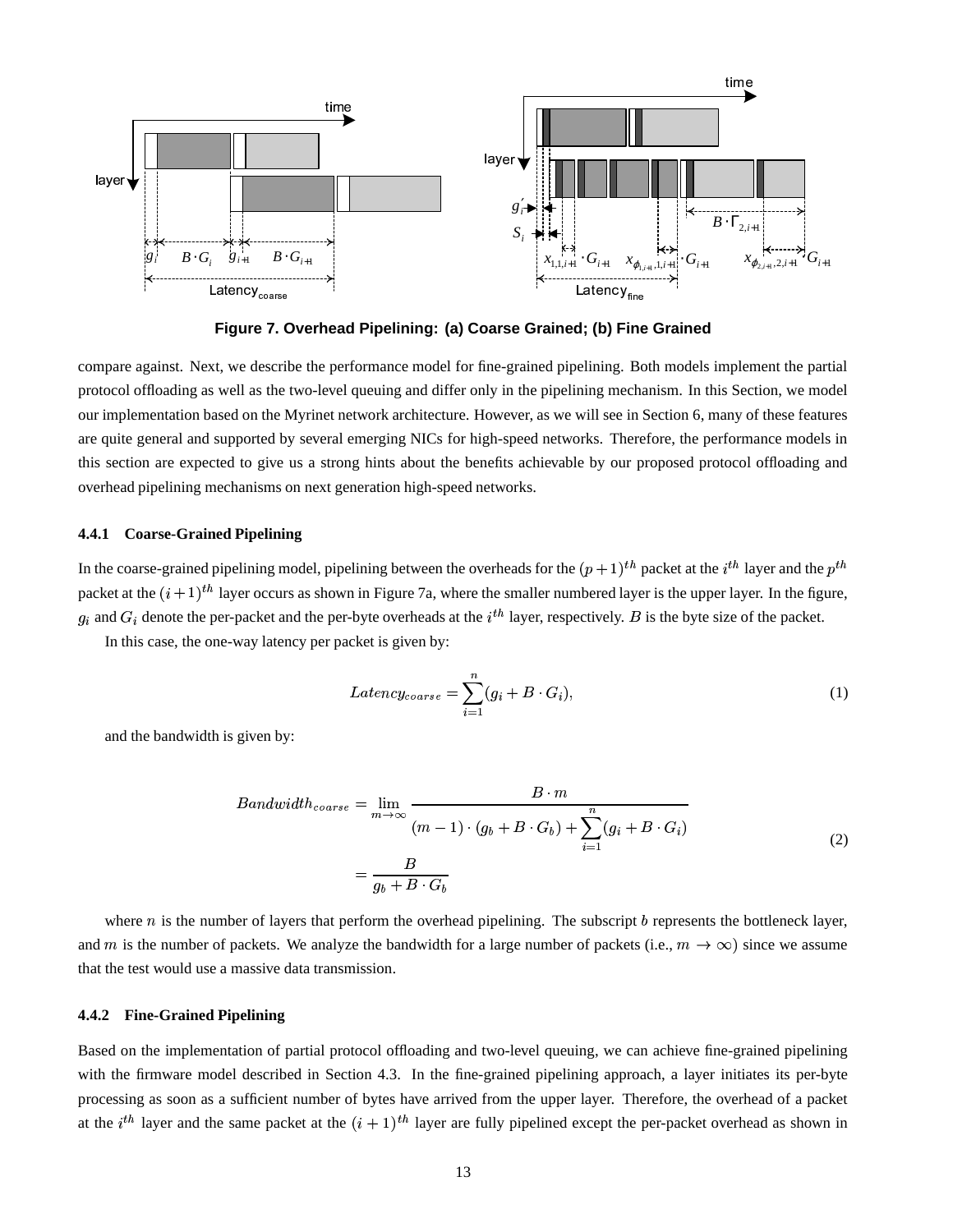**Figure 7. Overhead Pipelining: (a) Coarse Grained; (b) Fine Grained**

compare against. Next, we describe the performance model for fine-grained pipelining. Both models implement the partial protocol offloading as well as the two-level queuing and differ only in the pipelining mechanism. In this Section, we model our implementation based on the Myrinet network architecture. However, as we will see in Section 6, many of these features are quite general and supported by several emerging NICs for high-speed networks. Therefore, the performance models in this section are expected to give us a strong hints about the benefits achievable by our proposed protocol offloading and overhead pipelining mechanisms on next generation high-speed networks.

#### 4.4.1 Coarse-Grained Pipelining

In the coarse-grained pipelining model, pipelining between the overheads for the $(p+1)^{th}$ packet at the $i^{th}$ layer and the $p^{th}$ packet at the $(i+1)^{th}$ layer occurs as shown in Figure 7a, where the smaller numbered layer is the upper layer. In the figure, $g_i$ and $G_i$ denote the per-packet and the per-byte overheads at the $i^{th}$ layer, respectively. $B$ is the byte size of the packet.

In this case, the one-way latency per packet is given by:

$$Latency_{coarse} = \sum_{i=1}^{n}(g_i + B \cdot G_i), \tag{1}$$

and the bandwidth is given by:

$$\begin{aligned} Bandwidth_{coarse} &= \lim_{m \to \infty} \frac{B \cdot m}{(m-1) \cdot (g_b + B \cdot G_b) + \sum_{i=1}^{n}(g_i + B \cdot G_i)} \\ &= \frac{B}{g_b + B \cdot G_b} \end{aligned} \tag{2}$$

where $n$ is the number of layers that perform the overhead pipelining. The subscript $b$ represents the bottleneck layer, and $m$ is the number of packets. We analyze the bandwidth for a large number of packets (i.e., $m \to \infty$) since we assume that the test would use a massive data transmission.

#### 4.4.2 Fine-Grained Pipelining

Based on the implementation of partial protocol offloading and two-level queuing, we can achieve fine-grained pipelining with the firmware model described in Section 4.3. In the fine-grained pipelining approach, a layer initiates its per-byte processing as soon as a sufficient number of bytes have arrived from the upper layer. Therefore, the overhead of a packet at the $i^{th}$ layer and the same packet at the $(i+1)^{th}$ layer are fully pipelined except the per-packet overhead as shown in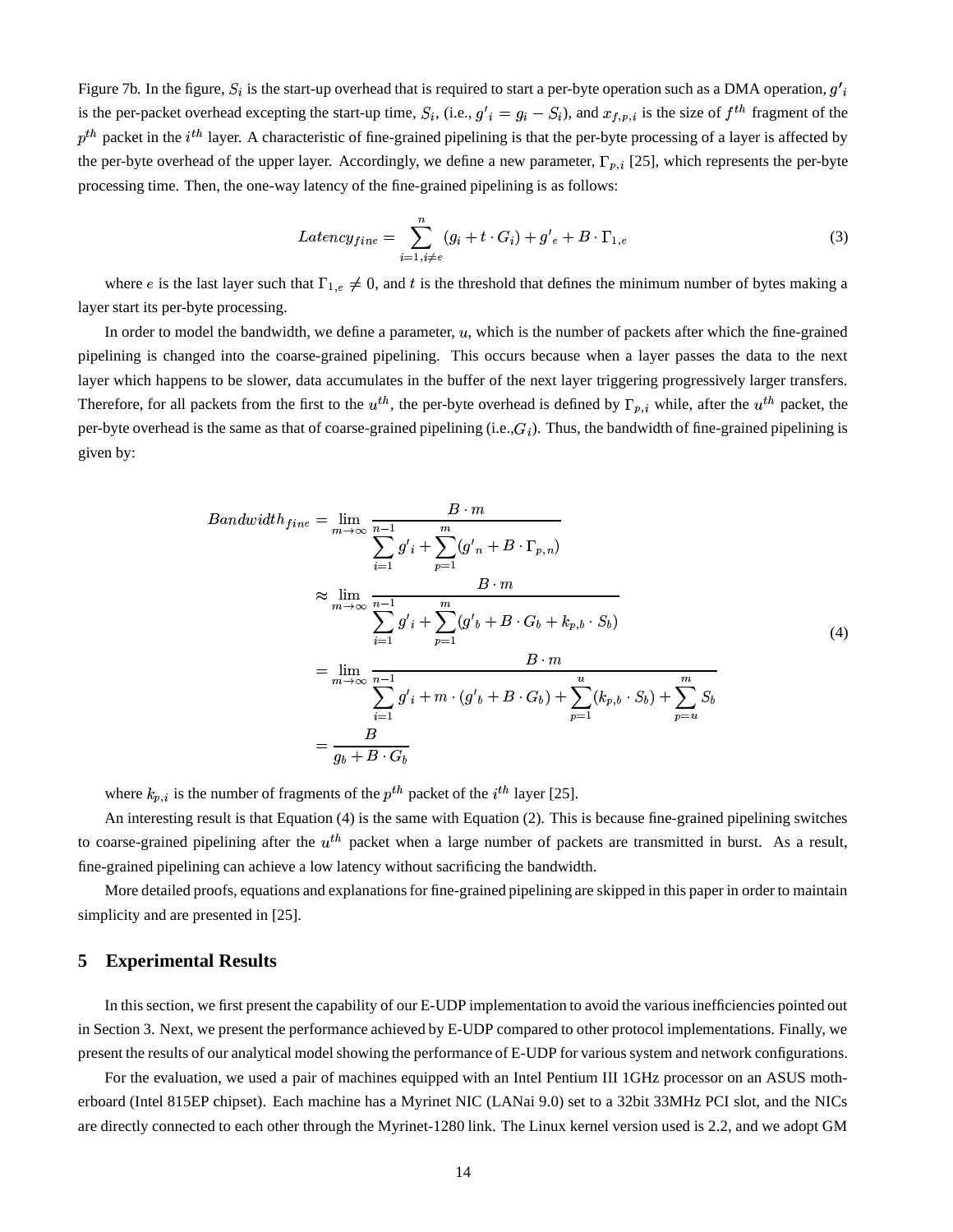Figure 7b. In the figure, $S_i$ is the start-up overhead that is required to start a per-byte operation such as a DMA operation, $g'_i$ is the per-packet overhead excepting the start-up time, $S_i$, (i.e., $g'_i = g_i - S_i$), and $x_{f,p,i}$ is the size of $f^{th}$ fragment of the $p^{th}$ packet in the $i^{th}$ layer. A characteristic of fine-grained pipelining is that the per-byte processing of a layer is affected by the per-byte overhead of the upper layer. Accordingly, we define a new parameter, $\Gamma_{p,i}$ [25], which represents the per-byte processing time. Then, the one-way latency of the fine-grained pipelining is as follows:

$$Latency_{fine} = \sum_{i=1, i \neq e}^{n} (g_i + t \cdot G_i) + g'_e + B \cdot \Gamma_{1,e} \tag{3}$$

where $e$ is the last layer such that $\Gamma_{1,e} \neq 0$, and $t$ is the threshold that defines the minimum number of bytes making a layer start its per-byte processing.

In order to model the bandwidth, we define a parameter, $u$, which is the number of packets after which the fine-grained pipelining is changed into the coarse-grained pipelining. This occurs because when a layer passes the data to the next layer which happens to be slower, data accumulates in the buffer of the next layer triggering progressively larger transfers. Therefore, for all packets from the first to the $u^{th}$, the per-byte overhead is defined by $\Gamma_{p,i}$ while, after the $u^{th}$ packet, the per-byte overhead is the same as that of coarse-grained pipelining (i.e.,$G_i$). Thus, the bandwidth of fine-grained pipelining is given by:

$$\begin{aligned}
Bandwidth_{fine} &= \lim_{m \to \infty} \frac{B \cdot m}{\sum_{i=1}^{n-1} g'_i + \sum_{p=1}^{m} (g'_n + B \cdot \Gamma_{p,n})} \\
&\approx \lim_{m \to \infty} \frac{B \cdot m}{\sum_{i=1}^{n-1} g'_i + \sum_{p=1}^{m} (g'_b + B \cdot G_b + k_{p,b} \cdot S_b)} \\
&= \lim_{m \to \infty} \frac{B \cdot m}{\sum_{i=1}^{n-1} g'_i + m \cdot (g'_b + B \cdot G_b) + \sum_{p=1}^{u} (k_{p,b} \cdot S_b) + \sum_{p=u}^{m} S_b} \\
&= \frac{B}{g_b + B \cdot G_b}
\end{aligned} \tag{4}$$

where $k_{p,i}$ is the number of fragments of the $p^{th}$ packet of the $i^{th}$ layer [25].

An interesting result is that Equation (4) is the same with Equation (2). This is because fine-grained pipelining switches to coarse-grained pipelining after the $u^{th}$ packet when a large number of packets are transmitted in burst. As a result, fine-grained pipelining can achieve a low latency without sacrificing the bandwidth.

More detailed proofs, equations and explanations for fine-grained pipelining are skipped in this paper in order to maintain simplicity and are presented in [25].

## 5 Experimental Results

In this section, we first present the capability of our E-UDP implementation to avoid the various inefficiencies pointed out in Section 3. Next, we present the performance achieved by E-UDP compared to other protocol implementations. Finally, we present the results of our analytical model showing the performance of E-UDP for various system and network configurations.

For the evaluation, we used a pair of machines equipped with an Intel Pentium III 1GHz processor on an ASUS motherboard (Intel 815EP chipset). Each machine has a Myrinet NIC (LANai 9.0) set to a 32bit 33MHz PCI slot, and the NICs are directly connected to each other through the Myrinet-1280 link. The Linux kernel version used is 2.2, and we adopt GM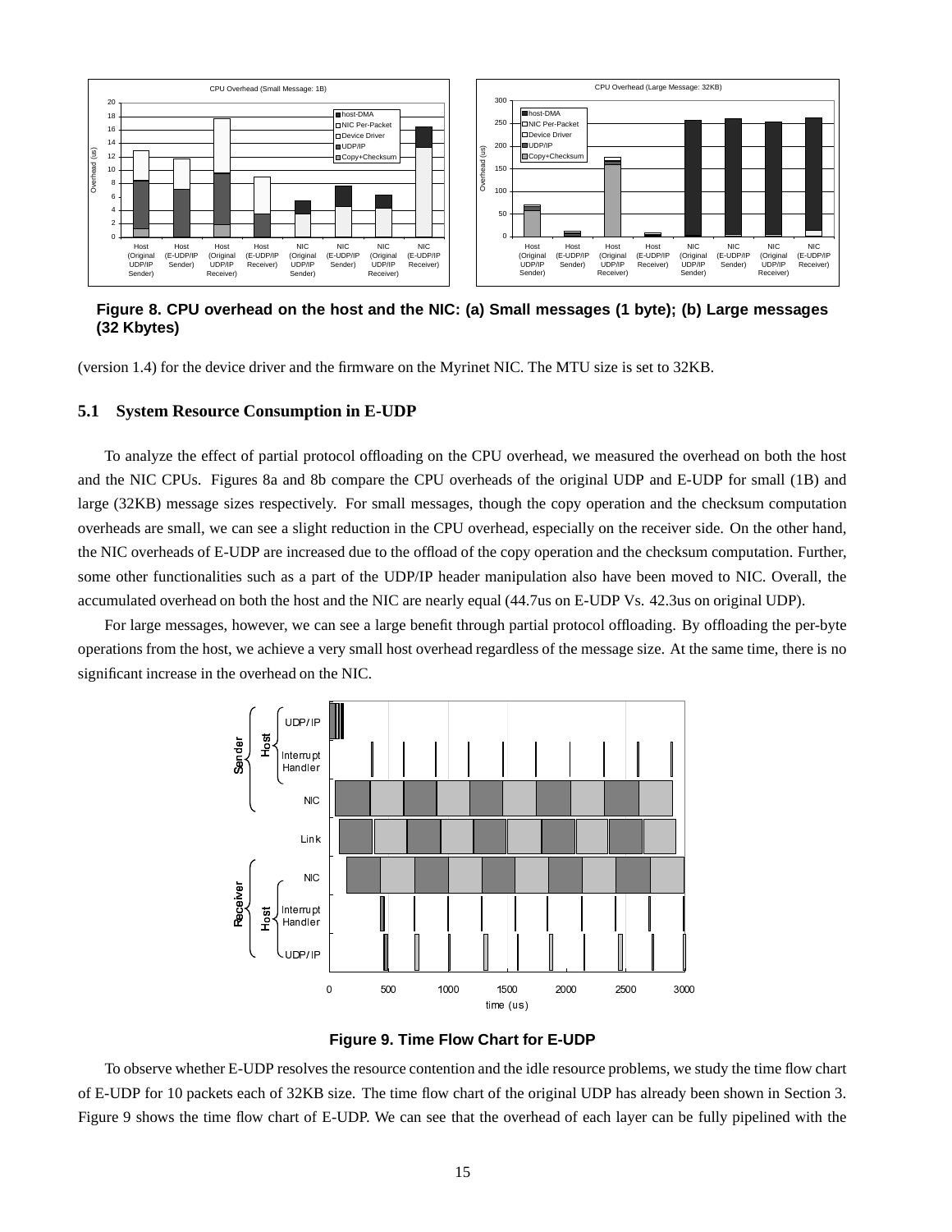**Figure 8. CPU overhead on the host and the NIC: (a) Small messages (1 byte); (b) Large messages (32 Kbytes)**

(version 1.4) for the device driver and the firmware on the Myrinet NIC. The MTU size is set to 32KB.

### 5.1 System Resource Consumption in E-UDP

To analyze the effect of partial protocol offloading on the CPU overhead, we measured the overhead on both the host and the NIC CPUs. Figures 8a and 8b compare the CPU overheads of the original UDP and E-UDP for small (1B) and large (32KB) message sizes respectively. For small messages, though the copy operation and the checksum computation overheads are small, we can see a slight reduction in the CPU overhead, especially on the receiver side. On the other hand, the NIC overheads of E-UDP are increased due to the offload of the copy operation and the checksum computation. Further, some other functionalities such as a part of the UDP/IP header manipulation also have been moved to NIC. Overall, the accumulated overhead on both the host and the NIC are nearly equal (44.7us on E-UDP Vs. 42.3us on original UDP).

For large messages, however, we can see a large benefit through partial protocol offloading. By offloading the per-byte operations from the host, we achieve a very small host overhead regardless of the message size. At the same time, there is no significant increase in the overhead on the NIC.

**Figure 9. Time Flow Chart for E-UDP**

To observe whether E-UDP resolves the resource contention and the idle resource problems, we study the time flow chart of E-UDP for 10 packets each of 32KB size. The time flow chart of the original UDP has already been shown in Section 3. Figure 9 shows the time flow chart of E-UDP. We can see that the overhead of each layer can be fully pipelined with the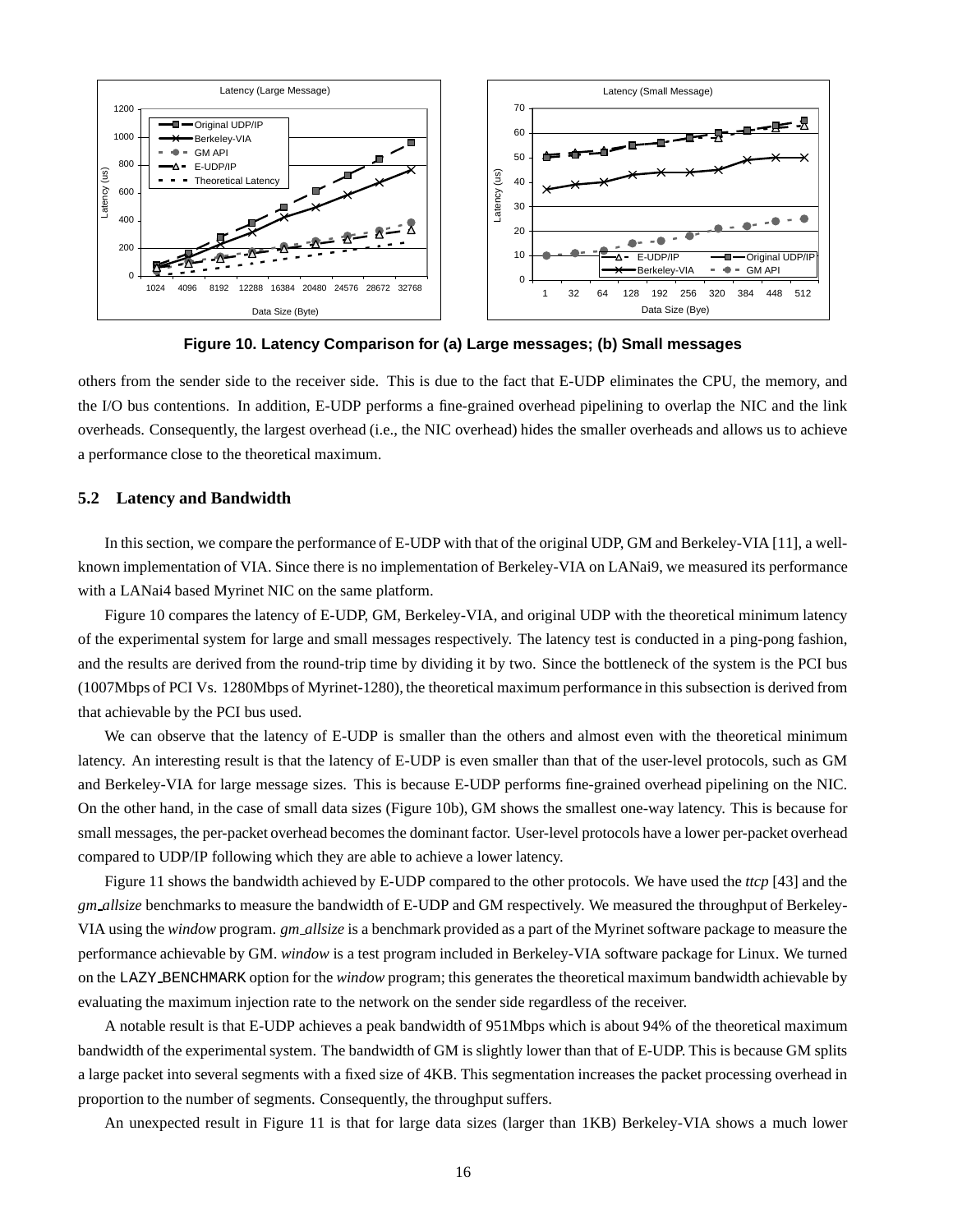**Figure 10. Latency Comparison for (a) Large messages; (b) Small messages**

others from the sender side to the receiver side. This is due to the fact that E-UDP eliminates the CPU, the memory, and the I/O bus contentions. In addition, E-UDP performs a fine-grained overhead pipelining to overlap the NIC and the link overheads. Consequently, the largest overhead (i.e., the NIC overhead) hides the smaller overheads and allows us to achieve a performance close to the theoretical maximum.

### 5.2 Latency and Bandwidth

In this section, we compare the performance of E-UDP with that of the original UDP, GM and Berkeley-VIA [11], a well-known implementation of VIA. Since there is no implementation of Berkeley-VIA on LANai9, we measured its performance with a LANai4 based Myrinet NIC on the same platform.

Figure 10 compares the latency of E-UDP, GM, Berkeley-VIA, and original UDP with the theoretical minimum latency of the experimental system for large and small messages respectively. The latency test is conducted in a ping-pong fashion, and the results are derived from the round-trip time by dividing it by two. Since the bottleneck of the system is the PCI bus (1007Mbps of PCI Vs. 1280Mbps of Myrinet-1280), the theoretical maximum performance in this subsection is derived from that achievable by the PCI bus used.

We can observe that the latency of E-UDP is smaller than the others and almost even with the theoretical minimum latency. An interesting result is that the latency of E-UDP is even smaller than that of the user-level protocols, such as GM and Berkeley-VIA for large message sizes. This is because E-UDP performs fine-grained overhead pipelining on the NIC. On the other hand, in the case of small data sizes (Figure 10b), GM shows the smallest one-way latency. This is because for small messages, the per-packet overhead becomes the dominant factor. User-level protocols have a lower per-packet overhead compared to UDP/IP following which they are able to achieve a lower latency.

Figure 11 shows the bandwidth achieved by E-UDP compared to the other protocols. We have used the *ttcp* [43] and the *gm_allsize* benchmarks to measure the bandwidth of E-UDP and GM respectively. We measured the throughput of Berkeley-VIA using the *window* program. *gm_allsize* is a benchmark provided as a part of the Myrinet software package to measure the performance achievable by GM. *window* is a test program included in Berkeley-VIA software package for Linux. We turned on the `LAZY_BENCHMARK` option for the *window* program; this generates the theoretical maximum bandwidth achievable by evaluating the maximum injection rate to the network on the sender side regardless of the receiver.

A notable result is that E-UDP achieves a peak bandwidth of 951Mbps which is about 94% of the theoretical maximum bandwidth of the experimental system. The bandwidth of GM is slightly lower than that of E-UDP. This is because GM splits a large packet into several segments with a fixed size of 4KB. This segmentation increases the packet processing overhead in proportion to the number of segments. Consequently, the throughput suffers.

An unexpected result in Figure 11 is that for large data sizes (larger than 1KB) Berkeley-VIA shows a much lower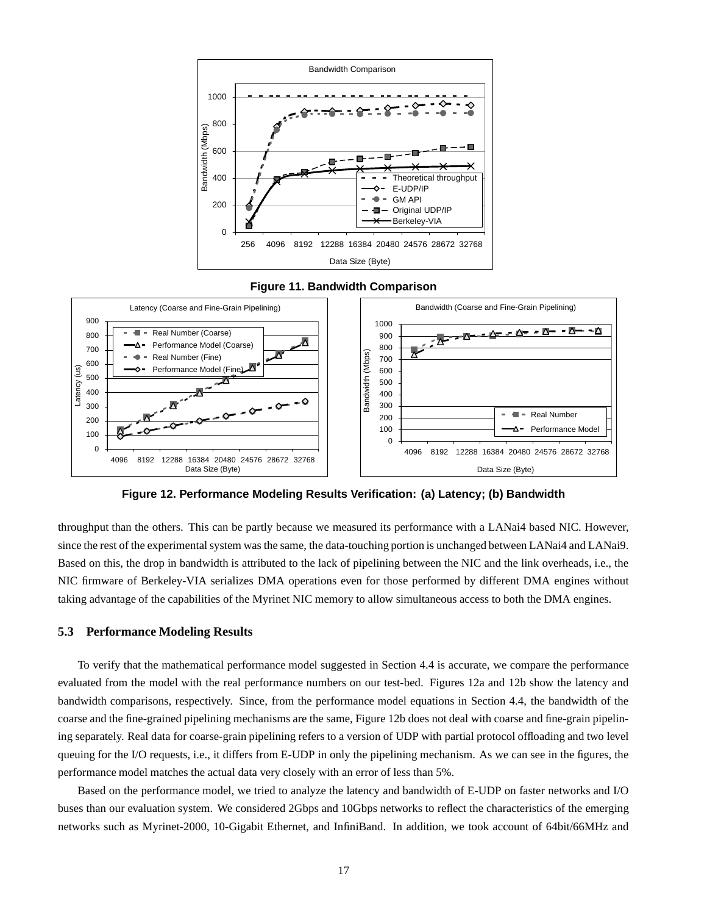**Figure 11. Bandwidth Comparison**

**Figure 12. Performance Modeling Results Verification: (a) Latency; (b) Bandwidth**

throughput than the others. This can be partly because we measured its performance with a LANai4 based NIC. However, since the rest of the experimental system was the same, the data-touching portion is unchanged between LANai4 and LANai9. Based on this, the drop in bandwidth is attributed to the lack of pipelining between the NIC and the link overheads, i.e., the NIC firmware of Berkeley-VIA serializes DMA operations even for those performed by different DMA engines without taking advantage of the capabilities of the Myrinet NIC memory to allow simultaneous access to both the DMA engines.

### 5.3 Performance Modeling Results

To verify that the mathematical performance model suggested in Section 4.4 is accurate, we compare the performance evaluated from the model with the real performance numbers on our test-bed. Figures 12a and 12b show the latency and bandwidth comparisons, respectively. Since, from the performance model equations in Section 4.4, the bandwidth of the coarse and the fine-grained pipelining mechanisms are the same, Figure 12b does not deal with coarse and fine-grain pipelining separately. Real data for coarse-grain pipelining refers to a version of UDP with partial protocol offloading and two level queuing for the I/O requests, i.e., it differs from E-UDP in only the pipelining mechanism. As we can see in the figures, the performance model matches the actual data very closely with an error of less than 5%.

Based on the performance model, we tried to analyze the latency and bandwidth of E-UDP on faster networks and I/O buses than our evaluation system. We considered 2Gbps and 10Gbps networks to reflect the characteristics of the emerging networks such as Myrinet-2000, 10-Gigabit Ethernet, and InfiniBand. In addition, we took account of 64bit/66MHz and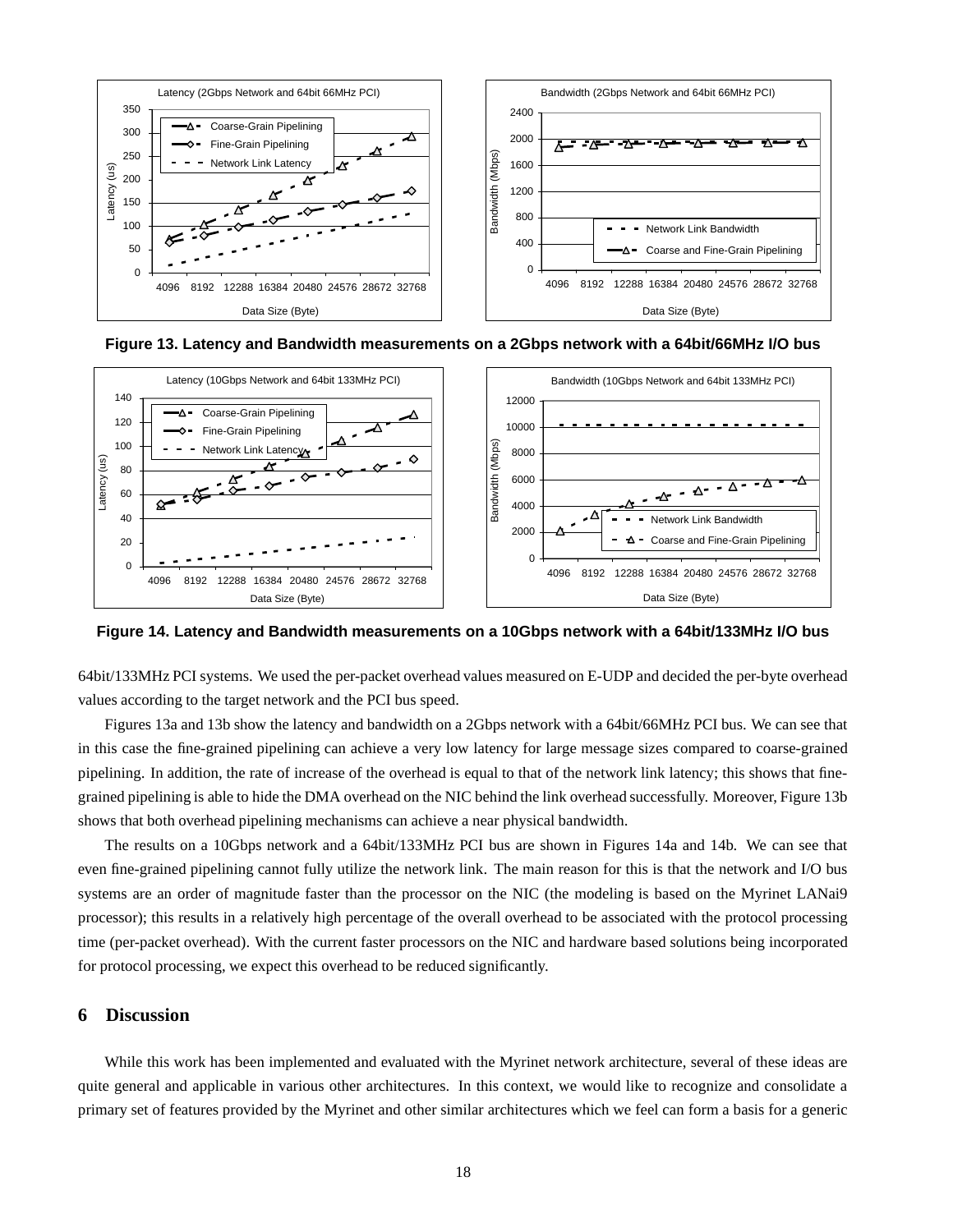**Figure 13. Latency and Bandwidth measurements on a 2Gbps network with a 64bit/66MHz I/O bus**

**Figure 14. Latency and Bandwidth measurements on a 10Gbps network with a 64bit/133MHz I/O bus**

64bit/133MHz PCI systems. We used the per-packet overhead values measured on E-UDP and decided the per-byte overhead values according to the target network and the PCI bus speed.

Figures 13a and 13b show the latency and bandwidth on a 2Gbps network with a 64bit/66MHz PCI bus. We can see that in this case the fine-grained pipelining can achieve a very low latency for large message sizes compared to coarse-grained pipelining. In addition, the rate of increase of the overhead is equal to that of the network link latency; this shows that fine-grained pipelining is able to hide the DMA overhead on the NIC behind the link overhead successfully. Moreover, Figure 13b shows that both overhead pipelining mechanisms can achieve a near physical bandwidth.

The results on a 10Gbps network and a 64bit/133MHz PCI bus are shown in Figures 14a and 14b. We can see that even fine-grained pipelining cannot fully utilize the network link. The main reason for this is that the network and I/O bus systems are an order of magnitude faster than the processor on the NIC (the modeling is based on the Myrinet LANai9 processor); this results in a relatively high percentage of the overall overhead to be associated with the protocol processing time (per-packet overhead). With the current faster processors on the NIC and hardware based solutions being incorporated for protocol processing, we expect this overhead to be reduced significantly.

## 6 Discussion

While this work has been implemented and evaluated with the Myrinet network architecture, several of these ideas are quite general and applicable in various other architectures. In this context, we would like to recognize and consolidate a primary set of features provided by the Myrinet and other similar architectures which we feel can form a basis for a generic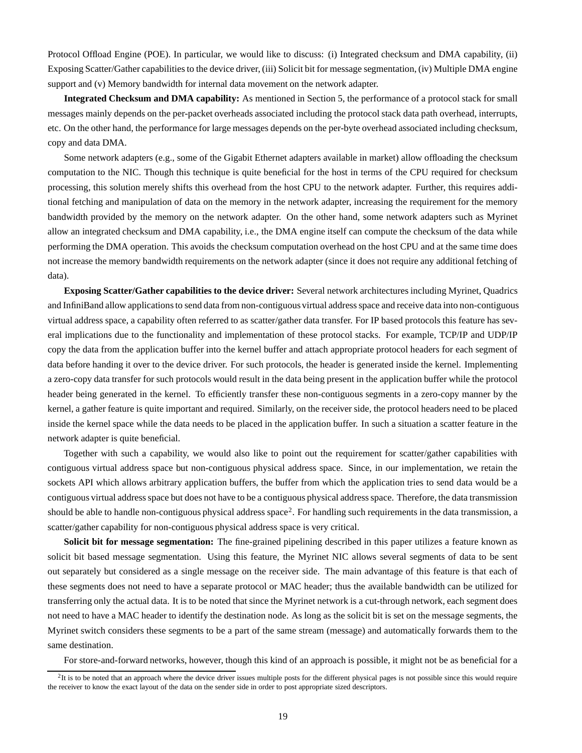Protocol Offload Engine (POE). In particular, we would like to discuss: (i) Integrated checksum and DMA capability, (ii) Exposing Scatter/Gather capabilities to the device driver, (iii) Solicit bit for message segmentation, (iv) Multiple DMA engine support and (v) Memory bandwidth for internal data movement on the network adapter.

**Integrated Checksum and DMA capability:** As mentioned in Section 5, the performance of a protocol stack for small messages mainly depends on the per-packet overheads associated including the protocol stack data path overhead, interrupts, etc. On the other hand, the performance for large messages depends on the per-byte overhead associated including checksum, copy and data DMA.

Some network adapters (e.g., some of the Gigabit Ethernet adapters available in market) allow offloading the checksum computation to the NIC. Though this technique is quite beneficial for the host in terms of the CPU required for checksum processing, this solution merely shifts this overhead from the host CPU to the network adapter. Further, this requires additional fetching and manipulation of data on the memory in the network adapter, increasing the requirement for the memory bandwidth provided by the memory on the network adapter. On the other hand, some network adapters such as Myrinet allow an integrated checksum and DMA capability, i.e., the DMA engine itself can compute the checksum of the data while performing the DMA operation. This avoids the checksum computation overhead on the host CPU and at the same time does not increase the memory bandwidth requirements on the network adapter (since it does not require any additional fetching of data).

**Exposing Scatter/Gather capabilities to the device driver:** Several network architectures including Myrinet, Quadrics and InfiniBand allow applications to send data from non-contiguous virtual address space and receive data into non-contiguous virtual address space, a capability often referred to as scatter/gather data transfer. For IP based protocols this feature has several implications due to the functionality and implementation of these protocol stacks. For example, TCP/IP and UDP/IP copy the data from the application buffer into the kernel buffer and attach appropriate protocol headers for each segment of data before handing it over to the device driver. For such protocols, the header is generated inside the kernel. Implementing a zero-copy data transfer for such protocols would result in the data being present in the application buffer while the protocol header being generated in the kernel. To efficiently transfer these non-contiguous segments in a zero-copy manner by the kernel, a gather feature is quite important and required. Similarly, on the receiver side, the protocol headers need to be placed inside the kernel space while the data needs to be placed in the application buffer. In such a situation a scatter feature in the network adapter is quite beneficial.

Together with such a capability, we would also like to point out the requirement for scatter/gather capabilities with contiguous virtual address space but non-contiguous physical address space. Since, in our implementation, we retain the sockets API which allows arbitrary application buffers, the buffer from which the application tries to send data would be a contiguous virtual address space but does not have to be a contiguous physical address space. Therefore, the data transmission should be able to handle non-contiguous physical address space[2]. For handling such requirements in the data transmission, a scatter/gather capability for non-contiguous physical address space is very critical.

**Solicit bit for message segmentation:** The fine-grained pipelining described in this paper utilizes a feature known as solicit bit based message segmentation. Using this feature, the Myrinet NIC allows several segments of data to be sent out separately but considered as a single message on the receiver side. The main advantage of this feature is that each of these segments does not need to have a separate protocol or MAC header; thus the available bandwidth can be utilized for transferring only the actual data. It is to be noted that since the Myrinet network is a cut-through network, each segment does not need to have a MAC header to identify the destination node. As long as the solicit bit is set on the message segments, the Myrinet switch considers these segments to be a part of the same stream (message) and automatically forwards them to the same destination.

For store-and-forward networks, however, though this kind of an approach is possible, it might not be as beneficial for a

[2]It is to be noted that an approach where the device driver issues multiple posts for the different physical pages is not possible since this would require the receiver to know the exact layout of the data on the sender side in order to post appropriate sized descriptors.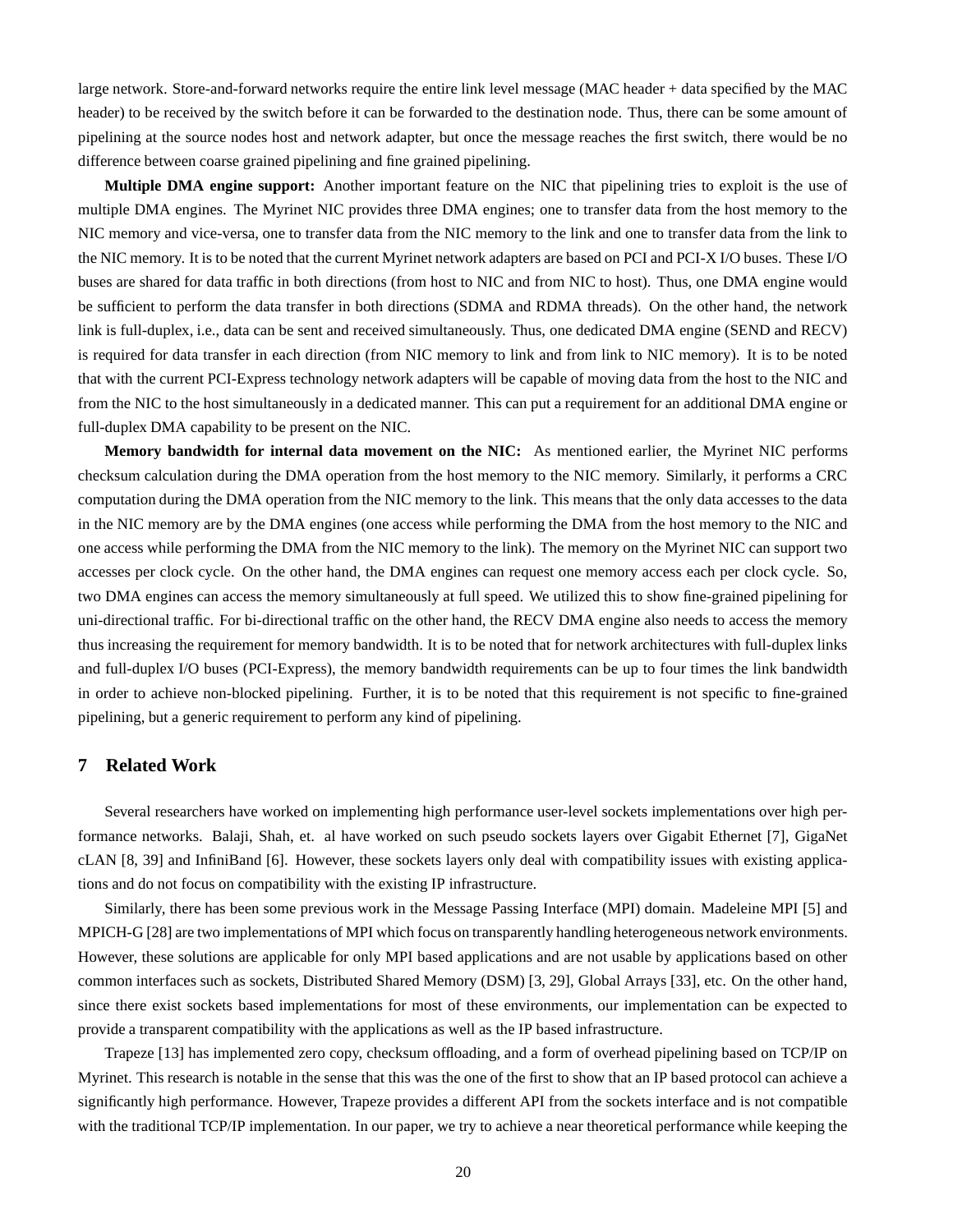large network. Store-and-forward networks require the entire link level message (MAC header + data specified by the MAC header) to be received by the switch before it can be forwarded to the destination node. Thus, there can be some amount of pipelining at the source nodes host and network adapter, but once the message reaches the first switch, there would be no difference between coarse grained pipelining and fine grained pipelining.

**Multiple DMA engine support:** Another important feature on the NIC that pipelining tries to exploit is the use of multiple DMA engines. The Myrinet NIC provides three DMA engines; one to transfer data from the host memory to the NIC memory and vice-versa, one to transfer data from the NIC memory to the link and one to transfer data from the link to the NIC memory. It is to be noted that the current Myrinet network adapters are based on PCI and PCI-X I/O buses. These I/O buses are shared for data traffic in both directions (from host to NIC and from NIC to host). Thus, one DMA engine would be sufficient to perform the data transfer in both directions (SDMA and RDMA threads). On the other hand, the network link is full-duplex, i.e., data can be sent and received simultaneously. Thus, one dedicated DMA engine (SEND and RECV) is required for data transfer in each direction (from NIC memory to link and from link to NIC memory). It is to be noted that with the current PCI-Express technology network adapters will be capable of moving data from the host to the NIC and from the NIC to the host simultaneously in a dedicated manner. This can put a requirement for an additional DMA engine or full-duplex DMA capability to be present on the NIC.

**Memory bandwidth for internal data movement on the NIC:** As mentioned earlier, the Myrinet NIC performs checksum calculation during the DMA operation from the host memory to the NIC memory. Similarly, it performs a CRC computation during the DMA operation from the NIC memory to the link. This means that the only data accesses to the data in the NIC memory are by the DMA engines (one access while performing the DMA from the host memory to the NIC and one access while performing the DMA from the NIC memory to the link). The memory on the Myrinet NIC can support two accesses per clock cycle. On the other hand, the DMA engines can request one memory access each per clock cycle. So, two DMA engines can access the memory simultaneously at full speed. We utilized this to show fine-grained pipelining for uni-directional traffic. For bi-directional traffic on the other hand, the RECV DMA engine also needs to access the memory thus increasing the requirement for memory bandwidth. It is to be noted that for network architectures with full-duplex links and full-duplex I/O buses (PCI-Express), the memory bandwidth requirements can be up to four times the link bandwidth in order to achieve non-blocked pipelining. Further, it is to be noted that this requirement is not specific to fine-grained pipelining, but a generic requirement to perform any kind of pipelining.

## 7 Related Work

Several researchers have worked on implementing high performance user-level sockets implementations over high performance networks. Balaji, Shah, et. al have worked on such pseudo sockets layers over Gigabit Ethernet [7], GigaNet cLAN [8, 39] and InfiniBand [6]. However, these sockets layers only deal with compatibility issues with existing applications and do not focus on compatibility with the existing IP infrastructure.

Similarly, there has been some previous work in the Message Passing Interface (MPI) domain. Madeleine MPI [5] and MPICH-G [28] are two implementations of MPI which focus on transparently handling heterogeneous network environments. However, these solutions are applicable for only MPI based applications and are not usable by applications based on other common interfaces such as sockets, Distributed Shared Memory (DSM) [3, 29], Global Arrays [33], etc. On the other hand, since there exist sockets based implementations for most of these environments, our implementation can be expected to provide a transparent compatibility with the applications as well as the IP based infrastructure.

Trapeze [13] has implemented zero copy, checksum offloading, and a form of overhead pipelining based on TCP/IP on Myrinet. This research is notable in the sense that this was the one of the first to show that an IP based protocol can achieve a significantly high performance. However, Trapeze provides a different API from the sockets interface and is not compatible with the traditional TCP/IP implementation. In our paper, we try to achieve a near theoretical performance while keeping the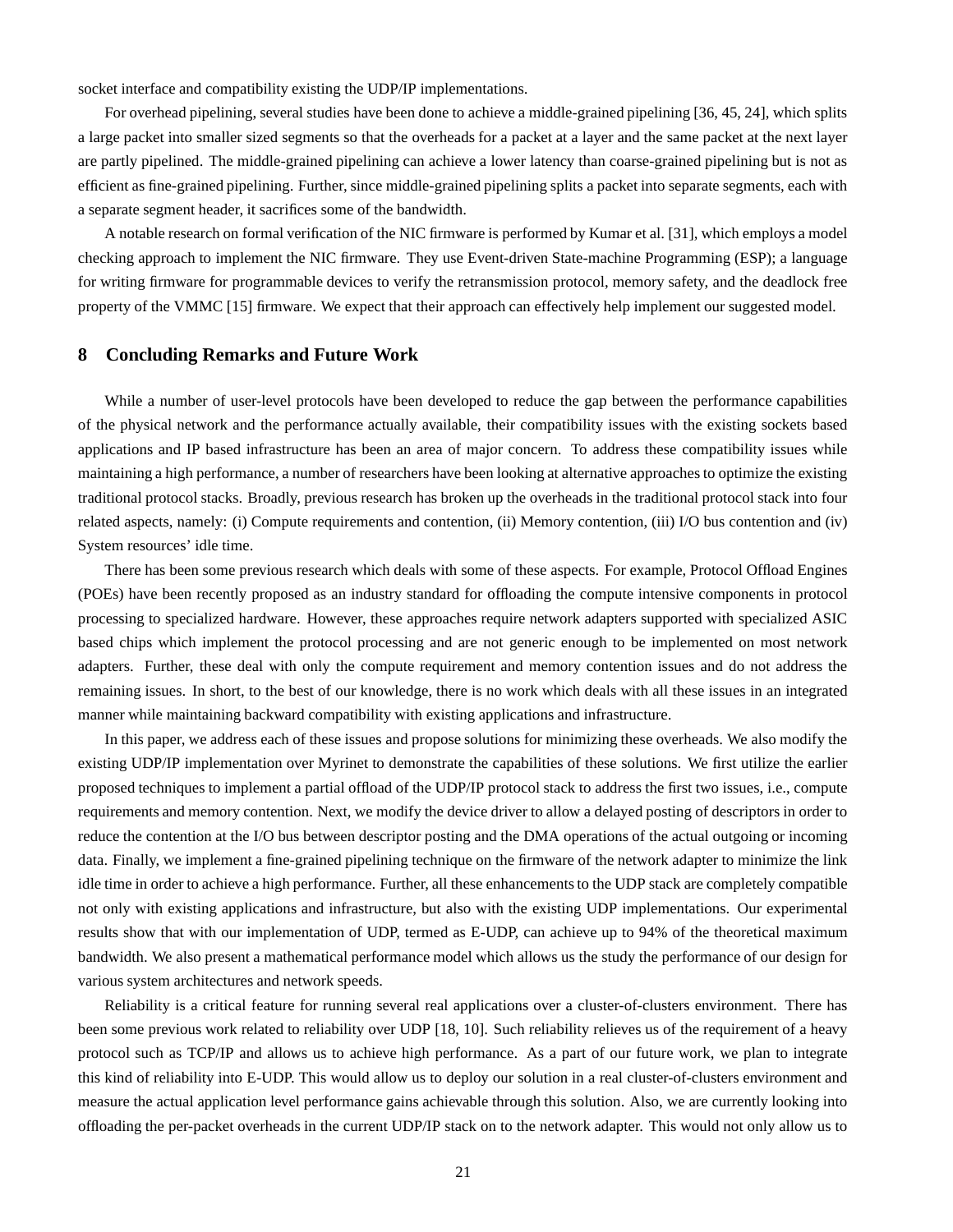socket interface and compatibility existing the UDP/IP implementations.

For overhead pipelining, several studies have been done to achieve a middle-grained pipelining [36, 45, 24], which splits a large packet into smaller sized segments so that the overheads for a packet at a layer and the same packet at the next layer are partly pipelined. The middle-grained pipelining can achieve a lower latency than coarse-grained pipelining but is not as efficient as fine-grained pipelining. Further, since middle-grained pipelining splits a packet into separate segments, each with a separate segment header, it sacrifices some of the bandwidth.

A notable research on formal verification of the NIC firmware is performed by Kumar et al. [31], which employs a model checking approach to implement the NIC firmware. They use Event-driven State-machine Programming (ESP); a language for writing firmware for programmable devices to verify the retransmission protocol, memory safety, and the deadlock free property of the VMMC [15] firmware. We expect that their approach can effectively help implement our suggested model.

## 8 Concluding Remarks and Future Work

While a number of user-level protocols have been developed to reduce the gap between the performance capabilities of the physical network and the performance actually available, their compatibility issues with the existing sockets based applications and IP based infrastructure has been an area of major concern. To address these compatibility issues while maintaining a high performance, a number of researchers have been looking at alternative approaches to optimize the existing traditional protocol stacks. Broadly, previous research has broken up the overheads in the traditional protocol stack into four related aspects, namely: (i) Compute requirements and contention, (ii) Memory contention, (iii) I/O bus contention and (iv) System resources' idle time.

There has been some previous research which deals with some of these aspects. For example, Protocol Offload Engines (POEs) have been recently proposed as an industry standard for offloading the compute intensive components in protocol processing to specialized hardware. However, these approaches require network adapters supported with specialized ASIC based chips which implement the protocol processing and are not generic enough to be implemented on most network adapters. Further, these deal with only the compute requirement and memory contention issues and do not address the remaining issues. In short, to the best of our knowledge, there is no work which deals with all these issues in an integrated manner while maintaining backward compatibility with existing applications and infrastructure.

In this paper, we address each of these issues and propose solutions for minimizing these overheads. We also modify the existing UDP/IP implementation over Myrinet to demonstrate the capabilities of these solutions. We first utilize the earlier proposed techniques to implement a partial offload of the UDP/IP protocol stack to address the first two issues, i.e., compute requirements and memory contention. Next, we modify the device driver to allow a delayed posting of descriptors in order to reduce the contention at the I/O bus between descriptor posting and the DMA operations of the actual outgoing or incoming data. Finally, we implement a fine-grained pipelining technique on the firmware of the network adapter to minimize the link idle time in order to achieve a high performance. Further, all these enhancements to the UDP stack are completely compatible not only with existing applications and infrastructure, but also with the existing UDP implementations. Our experimental results show that with our implementation of UDP, termed as E-UDP, can achieve up to 94% of the theoretical maximum bandwidth. We also present a mathematical performance model which allows us the study the performance of our design for various system architectures and network speeds.

Reliability is a critical feature for running several real applications over a cluster-of-clusters environment. There has been some previous work related to reliability over UDP [18, 10]. Such reliability relieves us of the requirement of a heavy protocol such as TCP/IP and allows us to achieve high performance. As a part of our future work, we plan to integrate this kind of reliability into E-UDP. This would allow us to deploy our solution in a real cluster-of-clusters environment and measure the actual application level performance gains achievable through this solution. Also, we are currently looking into offloading the per-packet overheads in the current UDP/IP stack on to the network adapter. This would not only allow us to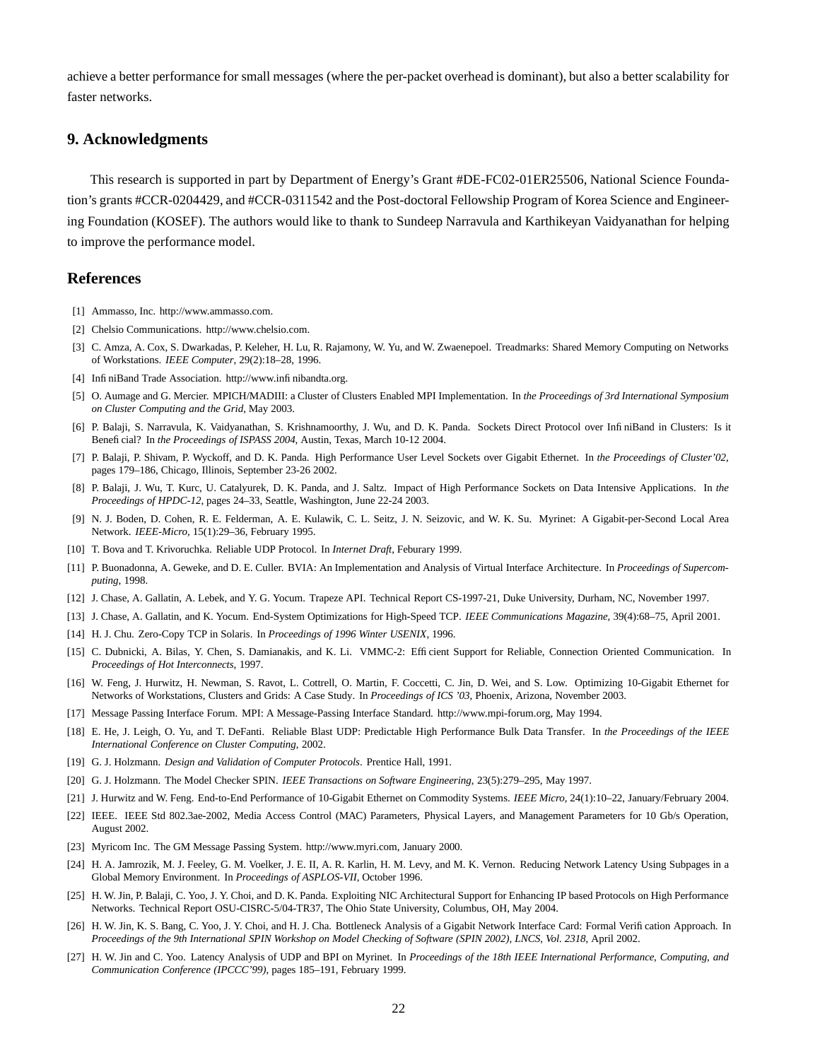achieve a better performance for small messages (where the per-packet overhead is dominant), but also a better scalability for faster networks.

## 9. Acknowledgments

This research is supported in part by Department of Energy's Grant #DE-FC02-01ER25506, National Science Foundation's grants #CCR-0204429, and #CCR-0311542 and the Post-doctoral Fellowship Program of Korea Science and Engineering Foundation (KOSEF). The authors would like to thank to Sundeep Narravula and Karthikeyan Vaidyanathan for helping to improve the performance model.

## References

[1] Ammasso, Inc. http://www.ammasso.com.

[2] Chelsio Communications. http://www.chelsio.com.

[3] C. Amza, A. Cox, S. Dwarkadas, P. Keleher, H. Lu, R. Rajamony, W. Yu, and W. Zwaenepoel. Treadmarks: Shared Memory Computing on Networks of Workstations. *IEEE Computer*, 29(2):18–28, 1996.

[4] InfiniBand Trade Association. http://www.infinibandta.org.

[5] O. Aumage and G. Mercier. MPICH/MADIII: a Cluster of Clusters Enabled MPI Implementation. In *the Proceedings of 3rd International Symposium on Cluster Computing and the Grid*, May 2003.

[6] P. Balaji, S. Narravula, K. Vaidyanathan, S. Krishnamoorthy, J. Wu, and D. K. Panda. Sockets Direct Protocol over InfiniBand in Clusters: Is it Beneficial? In *the Proceedings of ISPASS 2004*, Austin, Texas, March 10-12 2004.

[7] P. Balaji, P. Shivam, P. Wyckoff, and D. K. Panda. High Performance User Level Sockets over Gigabit Ethernet. In *the Proceedings of Cluster'02*, pages 179–186, Chicago, Illinois, September 23-26 2002.

[8] P. Balaji, J. Wu, T. Kurc, U. Catalyurek, D. K. Panda, and J. Saltz. Impact of High Performance Sockets on Data Intensive Applications. In *the Proceedings of HPDC-12*, pages 24–33, Seattle, Washington, June 22-24 2003.

[9] N. J. Boden, D. Cohen, R. E. Felderman, A. E. Kulawik, C. L. Seitz, J. N. Seizovic, and W. K. Su. Myrinet: A Gigabit-per-Second Local Area Network. *IEEE-Micro*, 15(1):29–36, February 1995.

[10] T. Bova and T. Krivoruchka. Reliable UDP Protocol. In *Internet Draft*, Feburary 1999.

[11] P. Buonadonna, A. Geweke, and D. E. Culler. BVIA: An Implementation and Analysis of Virtual Interface Architecture. In *Proceedings of Supercomputing*, 1998.

[12] J. Chase, A. Gallatin, A. Lebek, and Y. G. Yocum. Trapeze API. Technical Report CS-1997-21, Duke University, Durham, NC, November 1997.

[13] J. Chase, A. Gallatin, and K. Yocum. End-System Optimizations for High-Speed TCP. *IEEE Communications Magazine*, 39(4):68–75, April 2001.

[14] H. J. Chu. Zero-Copy TCP in Solaris. In *Proceedings of 1996 Winter USENIX*, 1996.

[15] C. Dubnicki, A. Bilas, Y. Chen, S. Damianakis, and K. Li. VMMC-2: Efficient Support for Reliable, Connection Oriented Communication. In *Proceedings of Hot Interconnects*, 1997.

[16] W. Feng, J. Hurwitz, H. Newman, S. Ravot, L. Cottrell, O. Martin, F. Coccetti, C. Jin, D. Wei, and S. Low. Optimizing 10-Gigabit Ethernet for Networks of Workstations, Clusters and Grids: A Case Study. In *Proceedings of ICS '03*, Phoenix, Arizona, November 2003.

[17] Message Passing Interface Forum. MPI: A Message-Passing Interface Standard. http://www.mpi-forum.org, May 1994.

[18] E. He, J. Leigh, O. Yu, and T. DeFanti. Reliable Blast UDP: Predictable High Performance Bulk Data Transfer. In *the Proceedings of the IEEE International Conference on Cluster Computing*, 2002.

[19] G. J. Holzmann. *Design and Validation of Computer Protocols*. Prentice Hall, 1991.

[20] G. J. Holzmann. The Model Checker SPIN. *IEEE Transactions on Software Engineering*, 23(5):279–295, May 1997.

[21] J. Hurwitz and W. Feng. End-to-End Performance of 10-Gigabit Ethernet on Commodity Systems. *IEEE Micro*, 24(1):10–22, January/February 2004.

[22] IEEE. IEEE Std 802.3ae-2002, Media Access Control (MAC) Parameters, Physical Layers, and Management Parameters for 10 Gb/s Operation, August 2002.

[23] Myricom Inc. The GM Message Passing System. http://www.myri.com, January 2000.

[24] H. A. Jamrozik, M. J. Feeley, G. M. Voelker, J. E. II, A. R. Karlin, H. M. Levy, and M. K. Vernon. Reducing Network Latency Using Subpages in a Global Memory Environment. In *Proceedings of ASPLOS-VII*, October 1996.

[25] H. W. Jin, P. Balaji, C. Yoo, J. Y. Choi, and D. K. Panda. Exploiting NIC Architectural Support for Enhancing IP based Protocols on High Performance Networks. Technical Report OSU-CISRC-5/04-TR37, The Ohio State University, Columbus, OH, May 2004.

[26] H. W. Jin, K. S. Bang, C. Yoo, J. Y. Choi, and H. J. Cha. Bottleneck Analysis of a Gigabit Network Interface Card: Formal Verification Approach. In *Proceedings of the 9th International SPIN Workshop on Model Checking of Software (SPIN 2002), LNCS, Vol. 2318*, April 2002.

[27] H. W. Jin and C. Yoo. Latency Analysis of UDP and BPI on Myrinet. In *Proceedings of the 18th IEEE International Performance, Computing, and Communication Conference (IPCCC'99)*, pages 185–191, February 1999.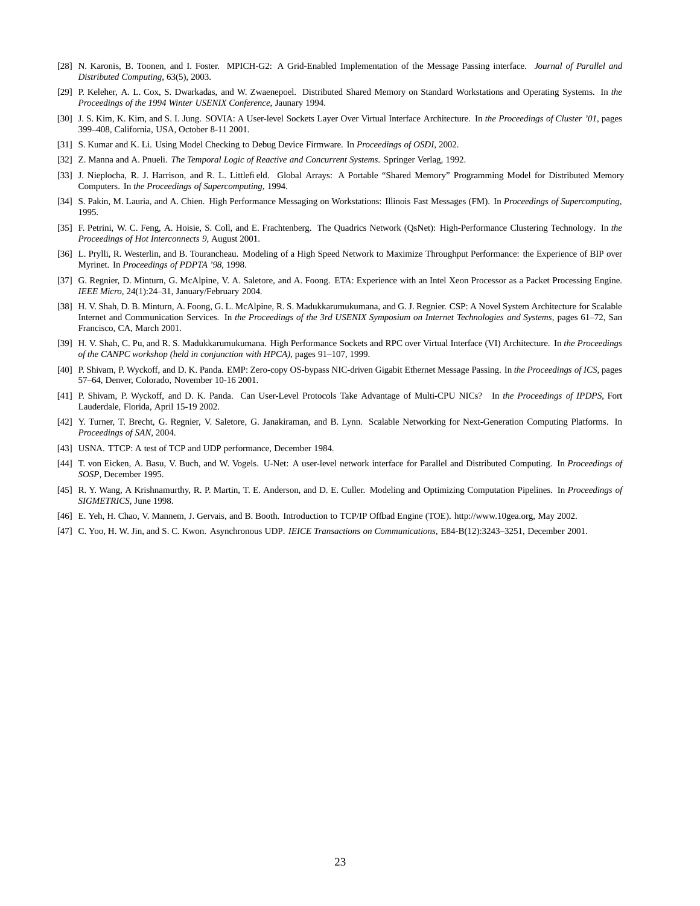[28] N. Karonis, B. Toonen, and I. Foster. MPICH-G2: A Grid-Enabled Implementation of the Message Passing interface. *Journal of Parallel and Distributed Computing*, 63(5), 2003.

[29] P. Keleher, A. L. Cox, S. Dwarkadas, and W. Zwaenepoel. Distributed Shared Memory on Standard Workstations and Operating Systems. In *the Proceedings of the 1994 Winter USENIX Conference*, Jaunary 1994.

[30] J. S. Kim, K. Kim, and S. I. Jung. SOVIA: A User-level Sockets Layer Over Virtual Interface Architecture. In *the Proceedings of Cluster '01*, pages 399–408, California, USA, October 8-11 2001.

[31] S. Kumar and K. Li. Using Model Checking to Debug Device Firmware. In *Proceedings of OSDI*, 2002.

[32] Z. Manna and A. Pnueli. *The Temporal Logic of Reactive and Concurrent Systems*. Springer Verlag, 1992.

[33] J. Nieplocha, R. J. Harrison, and R. L. Littlefield. Global Arrays: A Portable "Shared Memory" Programming Model for Distributed Memory Computers. In *the Proceedings of Supercomputing*, 1994.

[34] S. Pakin, M. Lauria, and A. Chien. High Performance Messaging on Workstations: Illinois Fast Messages (FM). In *Proceedings of Supercomputing*, 1995.

[35] F. Petrini, W. C. Feng, A. Hoisie, S. Coll, and E. Frachtenberg. The Quadrics Network (QsNet): High-Performance Clustering Technology. In *the Proceedings of Hot Interconnects 9*, August 2001.

[36] L. Prylli, R. Westerlin, and B. Tourancheau. Modeling of a High Speed Network to Maximize Throughput Performance: the Experience of BIP over Myrinet. In *Proceedings of PDPTA '98*, 1998.

[37] G. Regnier, D. Minturn, G. McAlpine, V. A. Saletore, and A. Foong. ETA: Experience with an Intel Xeon Processor as a Packet Processing Engine. *IEEE Micro*, 24(1):24–31, January/February 2004.

[38] H. V. Shah, D. B. Minturn, A. Foong, G. L. McAlpine, R. S. Madukkarumukumana, and G. J. Regnier. CSP: A Novel System Architecture for Scalable Internet and Communication Services. In *the Proceedings of the 3rd USENIX Symposium on Internet Technologies and Systems*, pages 61–72, San Francisco, CA, March 2001.

[39] H. V. Shah, C. Pu, and R. S. Madukkarumukumana. High Performance Sockets and RPC over Virtual Interface (VI) Architecture. In *the Proceedings of the CANPC workshop (held in conjunction with HPCA)*, pages 91–107, 1999.

[40] P. Shivam, P. Wyckoff, and D. K. Panda. EMP: Zero-copy OS-bypass NIC-driven Gigabit Ethernet Message Passing. In *the Proceedings of ICS*, pages 57–64, Denver, Colorado, November 10-16 2001.

[41] P. Shivam, P. Wyckoff, and D. K. Panda. Can User-Level Protocols Take Advantage of Multi-CPU NICs? In *the Proceedings of IPDPS*, Fort Lauderdale, Florida, April 15-19 2002.

[42] Y. Turner, T. Brecht, G. Regnier, V. Saletore, G. Janakiraman, and B. Lynn. Scalable Networking for Next-Generation Computing Platforms. In *Proceedings of SAN*, 2004.

[43] USNA. TTCP: A test of TCP and UDP performance, December 1984.

[44] T. von Eicken, A. Basu, V. Buch, and W. Vogels. U-Net: A user-level network interface for Parallel and Distributed Computing. In *Proceedings of SOSP*, December 1995.

[45] R. Y. Wang, A Krishnamurthy, R. P. Martin, T. E. Anderson, and D. E. Culler. Modeling and Optimizing Computation Pipelines. In *Proceedings of SIGMETRICS*, June 1998.

[46] E. Yeh, H. Chao, V. Mannem, J. Gervais, and B. Booth. Introduction to TCP/IP Offload Engine (TOE). http://www.10gea.org, May 2002.

[47] C. Yoo, H. W. Jin, and S. C. Kwon. Asynchronous UDP. *IEICE Transactions on Communications*, E84-B(12):3243–3251, December 2001.